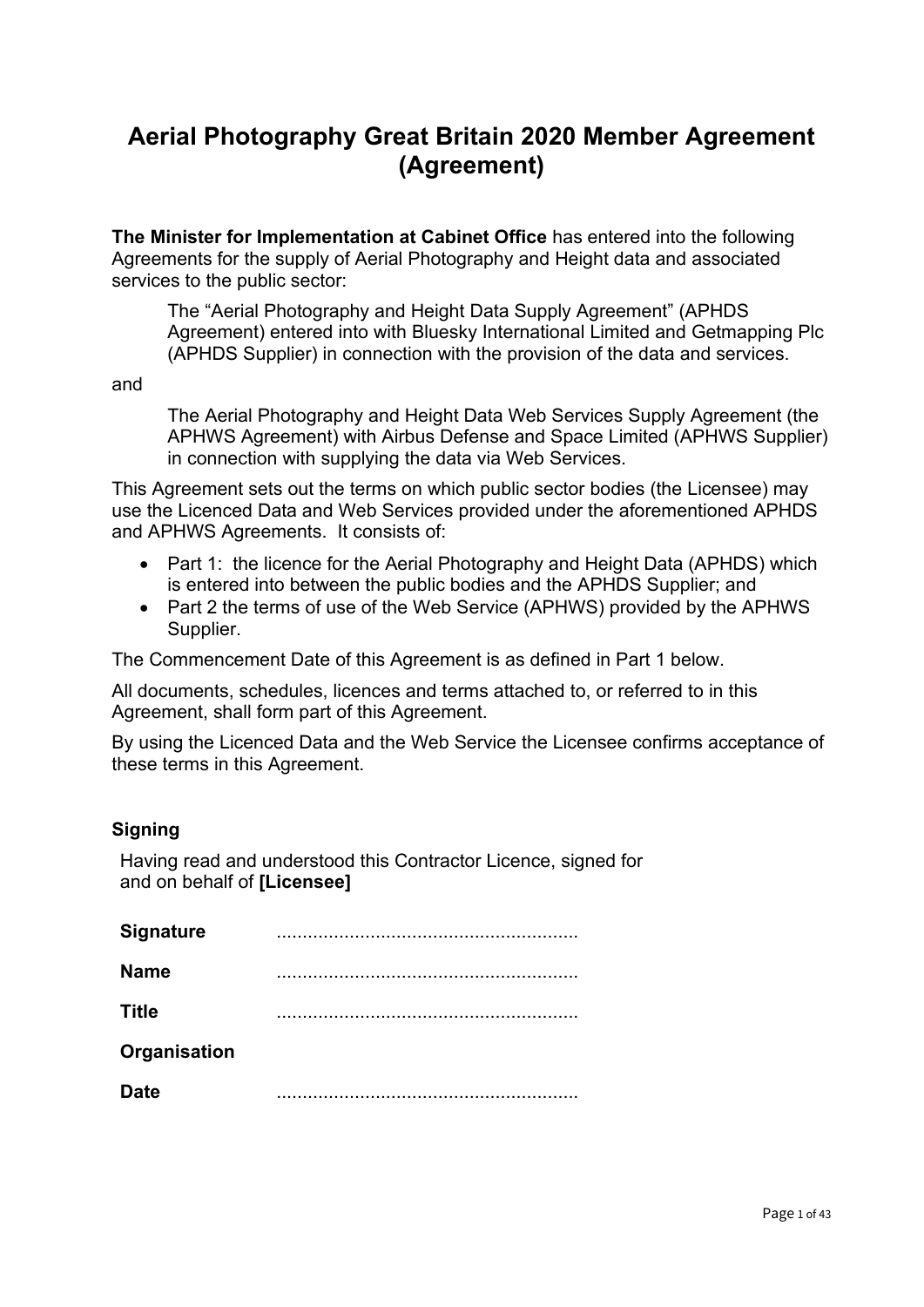# Aerial Photography Great Britain 2020 Member Agreement (Agreement)

**The Minister for Implementation at Cabinet Office** has entered into the following Agreements for the supply of Aerial Photography and Height data and associated services to the public sector:

> The "Aerial Photography and Height Data Supply Agreement" (APHDS Agreement) entered into with Bluesky International Limited and Getmapping Plc (APHDS Supplier) in connection with the provision of the data and services.

and

> The Aerial Photography and Height Data Web Services Supply Agreement (the APHWS Agreement) with Airbus Defense and Space Limited (APHWS Supplier) in connection with supplying the data via Web Services.

This Agreement sets out the terms on which public sector bodies (the Licensee) may use the Licenced Data and Web Services provided under the aforementioned APHDS and APHWS Agreements. It consists of:

- Part 1: the licence for the Aerial Photography and Height Data (APHDS) which is entered into between the public bodies and the APHDS Supplier; and
- Part 2 the terms of use of the Web Service (APHWS) provided by the APHWS Supplier.

The Commencement Date of this Agreement is as defined in Part 1 below.

All documents, schedules, licences and terms attached to, or referred to in this Agreement, shall form part of this Agreement.

By using the Licenced Data and the Web Service the Licensee confirms acceptance of these terms in this Agreement.

### Signing

Having read and understood this Contractor Licence, signed for and on behalf of **[Licensee]**

| | |
|---|---|
| **Signature** | .......................................................... |
| **Name** | .......................................................... |
| **Title** | .......................................................... |
| **Organisation** | |
| **Date** | .......................................................... |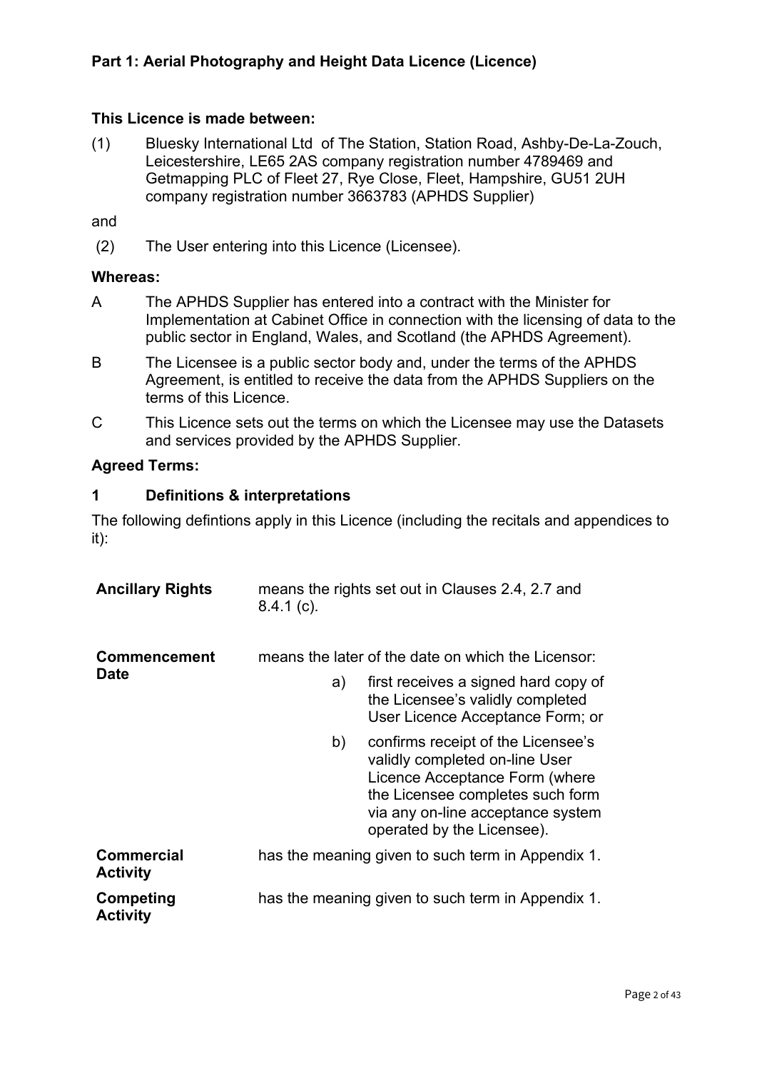## Part 1: Aerial Photography and Height Data Licence (Licence)

**This Licence is made between:**

(1) Bluesky International Ltd of The Station, Station Road, Ashby-De-La-Zouch, Leicestershire, LE65 2AS company registration number 4789469 and Getmapping PLC of Fleet 27, Rye Close, Fleet, Hampshire, GU51 2UH company registration number 3663783 (APHDS Supplier)

and

(2) The User entering into this Licence (Licensee).

**Whereas:**

A The APHDS Supplier has entered into a contract with the Minister for Implementation at Cabinet Office in connection with the licensing of data to the public sector in England, Wales, and Scotland (the APHDS Agreement).

B The Licensee is a public sector body and, under the terms of the APHDS Agreement, is entitled to receive the data from the APHDS Suppliers on the terms of this Licence.

C This Licence sets out the terms on which the Licensee may use the Datasets and services provided by the APHDS Supplier.

**Agreed Terms:**

### 1 Definitions & interpretations

The following defintions apply in this Licence (including the recitals and appendices to it):

| | |
|---|---|
| **Ancillary Rights** | means the rights set out in Clauses 2.4, 2.7 and 8.4.1 (c). |
| **Commencement Date** | means the later of the date on which the Licensor:<br>a) first receives a signed hard copy of the Licensee's validly completed User Licence Acceptance Form; or<br>b) confirms receipt of the Licensee's validly completed on-line User Licence Acceptance Form (where the Licensee completes such form via any on-line acceptance system operated by the Licensee). |
| **Commercial Activity** | has the meaning given to such term in Appendix 1. |
| **Competing Activity** | has the meaning given to such term in Appendix 1. |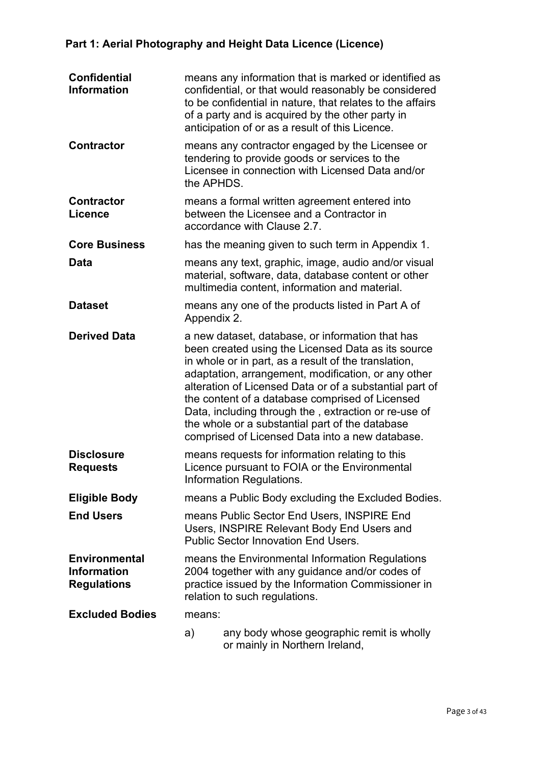## Part 1: Aerial Photography and Height Data Licence (Licence)

| | |
|---|---|
| **Confidential Information** | means any information that is marked or identified as confidential, or that would reasonably be considered to be confidential in nature, that relates to the affairs of a party and is acquired by the other party in anticipation of or as a result of this Licence. |
| **Contractor** | means any contractor engaged by the Licensee or tendering to provide goods or services to the Licensee in connection with Licensed Data and/or the APHDS. |
| **Contractor Licence** | means a formal written agreement entered into between the Licensee and a Contractor in accordance with Clause 2.7. |
| **Core Business** | has the meaning given to such term in Appendix 1. |
| **Data** | means any text, graphic, image, audio and/or visual material, software, data, database content or other multimedia content, information and material. |
| **Dataset** | means any one of the products listed in Part A of Appendix 2. |
| **Derived Data** | a new dataset, database, or information that has been created using the Licensed Data as its source in whole or in part, as a result of the translation, adaptation, arrangement, modification, or any other alteration of Licensed Data or of a substantial part of the content of a database comprised of Licensed Data, including through the , extraction or re-use of the whole or a substantial part of the database comprised of Licensed Data into a new database. |
| **Disclosure Requests** | means requests for information relating to this Licence pursuant to FOIA or the Environmental Information Regulations. |
| **Eligible Body** | means a Public Body excluding the Excluded Bodies. |
| **End Users** | means Public Sector End Users, INSPIRE End Users, INSPIRE Relevant Body End Users and Public Sector Innovation End Users. |
| **Environmental Information Regulations** | means the Environmental Information Regulations 2004 together with any guidance and/or codes of practice issued by the Information Commissioner in relation to such regulations. |
| **Excluded Bodies** | means:<br>a) any body whose geographic remit is wholly or mainly in Northern Ireland, |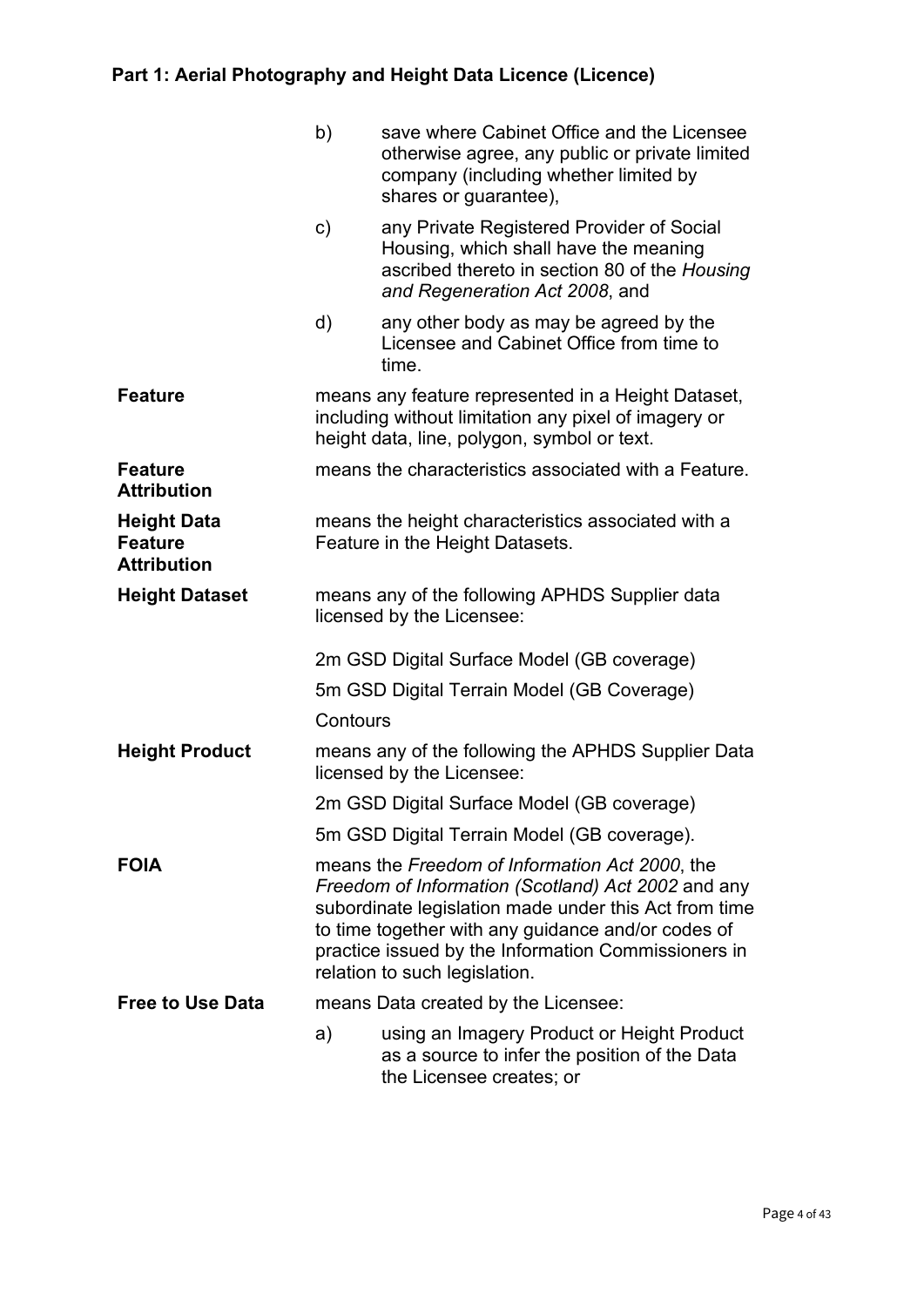## Part 1: Aerial Photography and Height Data Licence (Licence)

| | |
|---|---|
| | b) save where Cabinet Office and the Licensee otherwise agree, any public or private limited company (including whether limited by shares or guarantee), |
| | c) any Private Registered Provider of Social Housing, which shall have the meaning ascribed thereto in section 80 of the *Housing and Regeneration Act 2008*, and |
| | d) any other body as may be agreed by the Licensee and Cabinet Office from time to time. |
| **Feature** | means any feature represented in a Height Dataset, including without limitation any pixel of imagery or height data, line, polygon, symbol or text. |
| **Feature Attribution** | means the characteristics associated with a Feature. |
| **Height Data Feature Attribution** | means the height characteristics associated with a Feature in the Height Datasets. |
| **Height Dataset** | means any of the following APHDS Supplier data licensed by the Licensee:<br><br>2m GSD Digital Surface Model (GB coverage)<br>5m GSD Digital Terrain Model (GB Coverage)<br>Contours |
| **Height Product** | means any of the following the APHDS Supplier Data licensed by the Licensee:<br><br>2m GSD Digital Surface Model (GB coverage)<br>5m GSD Digital Terrain Model (GB coverage). |
| **FOIA** | means the *Freedom of Information Act 2000*, the *Freedom of Information (Scotland) Act 2002* and any subordinate legislation made under this Act from time to time together with any guidance and/or codes of practice issued by the Information Commissioners in relation to such legislation. |
| **Free to Use Data** | means Data created by the Licensee:<br><br>a) using an Imagery Product or Height Product as a source to infer the position of the Data the Licensee creates; or |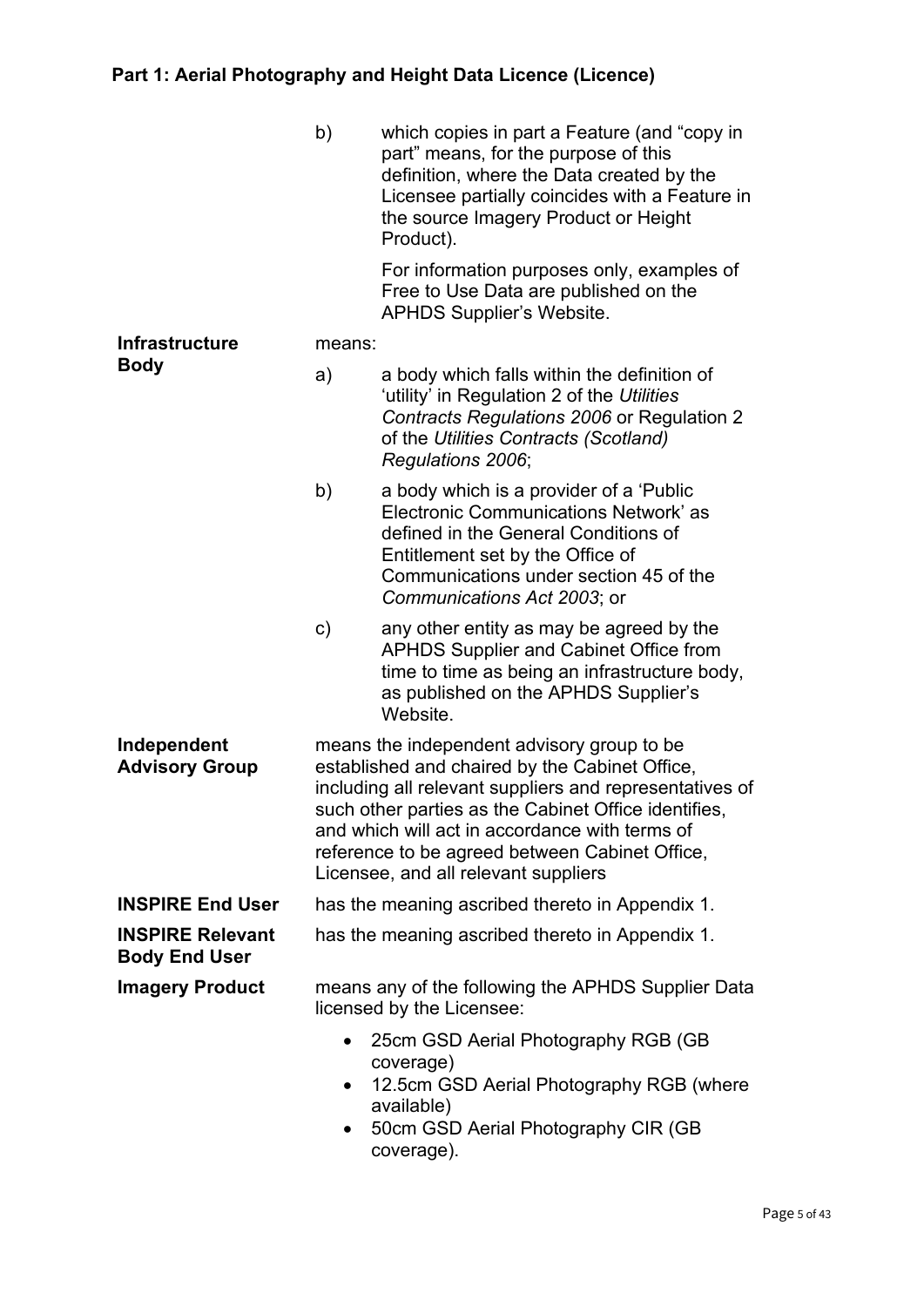## Part 1: Aerial Photography and Height Data Licence (Licence)

| | | |
|---|---|---|
| | b) | which copies in part a Feature (and "copy in part" means, for the purpose of this definition, where the Data created by the Licensee partially coincides with a Feature in the source Imagery Product or Height Product).<br><br>For information purposes only, examples of Free to Use Data are published on the APHDS Supplier's Website. |
| **Infrastructure Body** | means: | |
| | a) | a body which falls within the definition of 'utility' in Regulation 2 of the *Utilities Contracts Regulations 2006* or Regulation 2 of the *Utilities Contracts (Scotland) Regulations 2006*; |
| | b) | a body which is a provider of a 'Public Electronic Communications Network' as defined in the General Conditions of Entitlement set by the Office of Communications under section 45 of the *Communications Act 2003*; or |
| | c) | any other entity as may be agreed by the APHDS Supplier and Cabinet Office from time to time as being an infrastructure body, as published on the APHDS Supplier's Website. |
| **Independent Advisory Group** | means the independent advisory group to be established and chaired by the Cabinet Office, including all relevant suppliers and representatives of such other parties as the Cabinet Office identifies, and which will act in accordance with terms of reference to be agreed between Cabinet Office, Licensee, and all relevant suppliers | |
| **INSPIRE End User** | has the meaning ascribed thereto in Appendix 1. | |
| **INSPIRE Relevant Body End User** | has the meaning ascribed thereto in Appendix 1. | |
| **Imagery Product** | means any of the following the APHDS Supplier Data licensed by the Licensee:<br>• 25cm GSD Aerial Photography RGB (GB coverage)<br>• 12.5cm GSD Aerial Photography RGB (where available)<br>• 50cm GSD Aerial Photography CIR (GB coverage). | |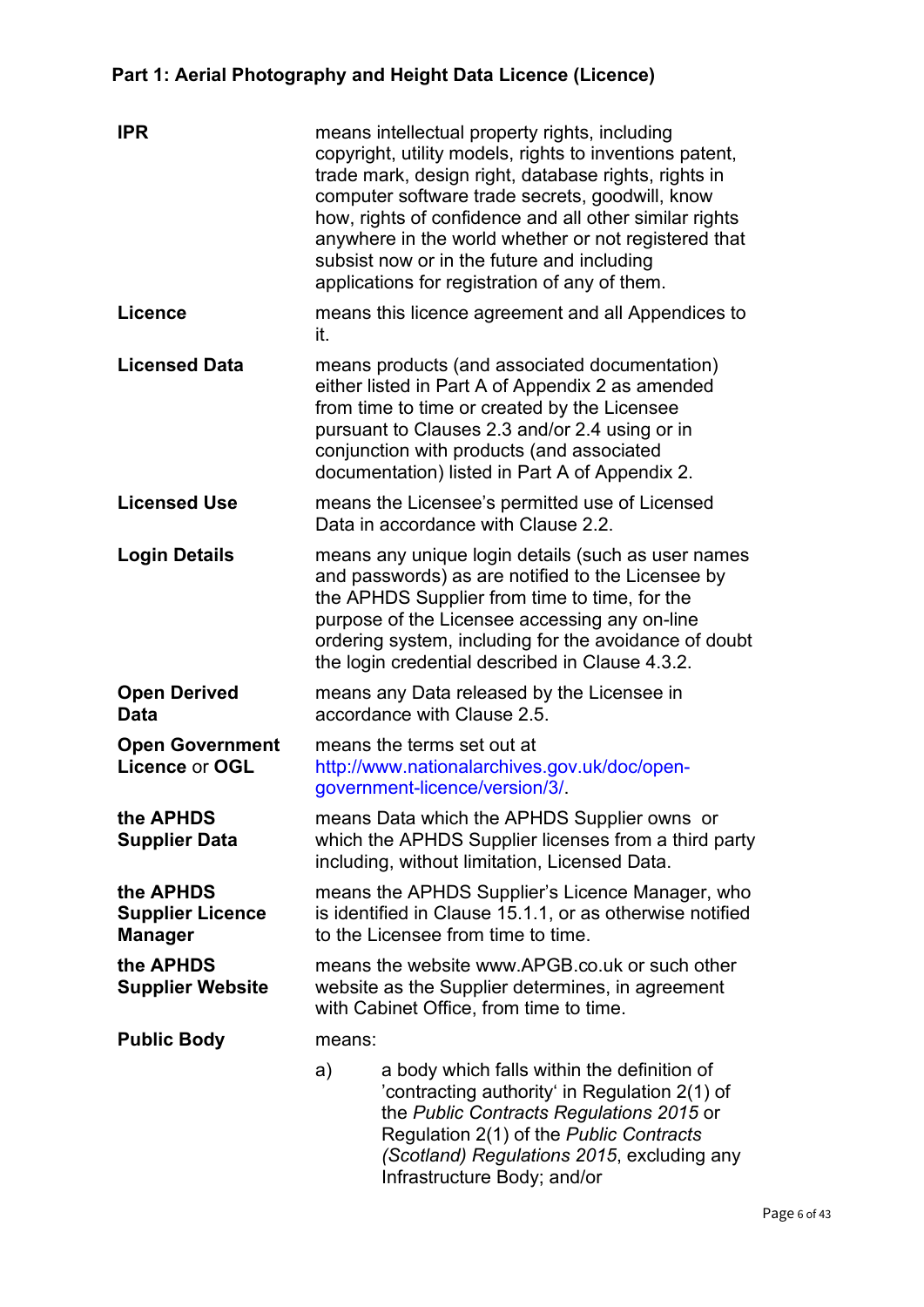**Part 1: Aerial Photography and Height Data Licence (Licence)**

| | |
|---|---|
| **IPR** | means intellectual property rights, including copyright, utility models, rights to inventions patent, trade mark, design right, database rights, rights in computer software trade secrets, goodwill, know how, rights of confidence and all other similar rights anywhere in the world whether or not registered that subsist now or in the future and including applications for registration of any of them. |
| **Licence** | means this licence agreement and all Appendices to it. |
| **Licensed Data** | means products (and associated documentation) either listed in Part A of Appendix 2 as amended from time to time or created by the Licensee pursuant to Clauses 2.3 and/or 2.4 using or in conjunction with products (and associated documentation) listed in Part A of Appendix 2. |
| **Licensed Use** | means the Licensee's permitted use of Licensed Data in accordance with Clause 2.2. |
| **Login Details** | means any unique login details (such as user names and passwords) as are notified to the Licensee by the APHDS Supplier from time to time, for the purpose of the Licensee accessing any on-line ordering system, including for the avoidance of doubt the login credential described in Clause 4.3.2. |
| **Open Derived Data** | means any Data released by the Licensee in accordance with Clause 2.5. |
| **Open Government Licence** or **OGL** | means the terms set out at http://www.nationalarchives.gov.uk/doc/open-government-licence/version/3/. |
| **the APHDS Supplier Data** | means Data which the APHDS Supplier owns or which the APHDS Supplier licenses from a third party including, without limitation, Licensed Data. |
| **the APHDS Supplier Licence Manager** | means the APHDS Supplier's Licence Manager, who is identified in Clause 15.1.1, or as otherwise notified to the Licensee from time to time. |
| **the APHDS Supplier Website** | means the website www.APGB.co.uk or such other website as the Supplier determines, in agreement with Cabinet Office, from time to time. |
| **Public Body** | means:<br><br>a) a body which falls within the definition of 'contracting authority' in Regulation 2(1) of the *Public Contracts Regulations 2015* or Regulation 2(1) of the *Public Contracts (Scotland) Regulations 2015*, excluding any Infrastructure Body; and/or |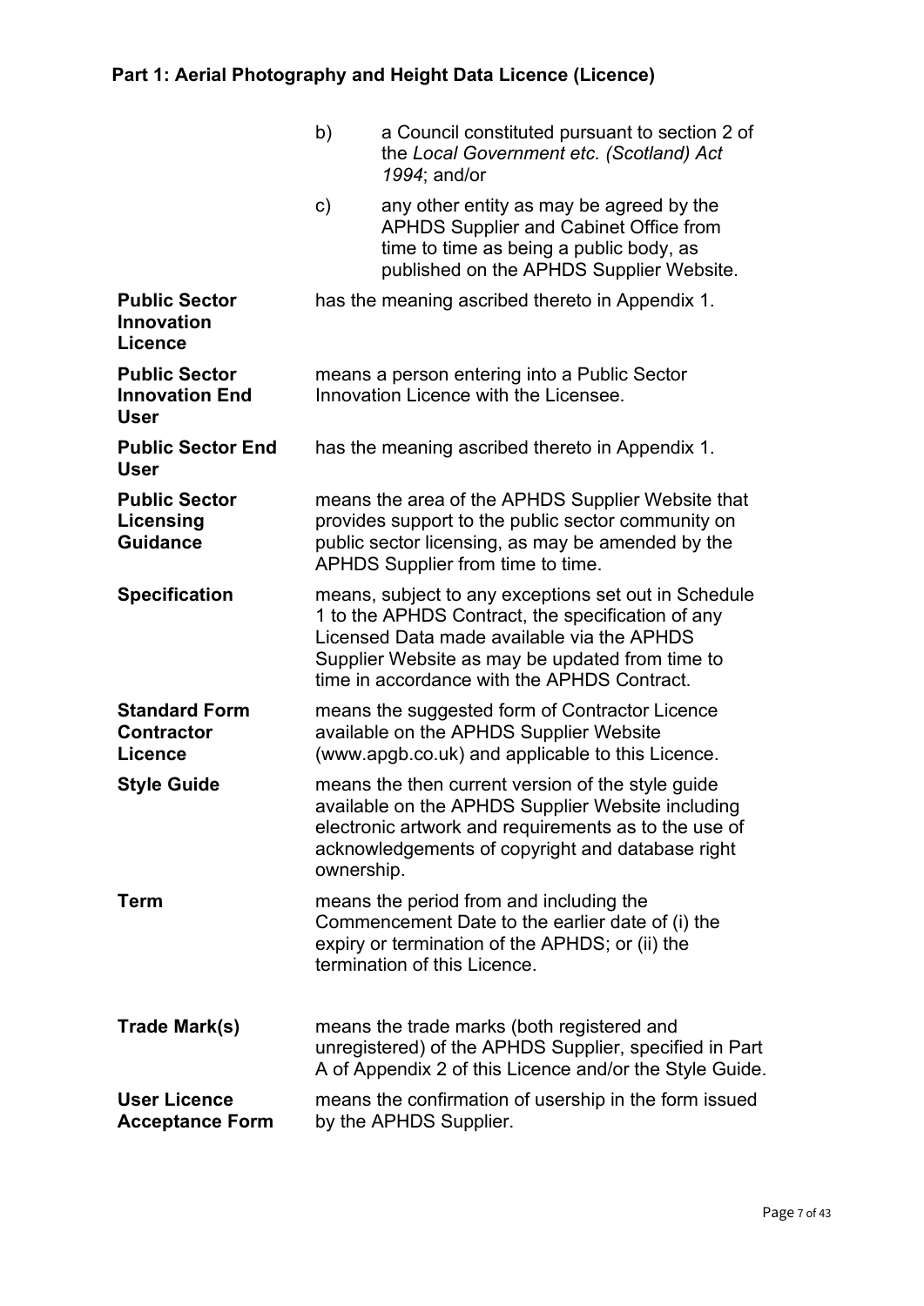## Part 1: Aerial Photography and Height Data Licence (Licence)

| | |
|---|---|
| | b) a Council constituted pursuant to section 2 of the *Local Government etc. (Scotland) Act 1994*; and/or |
| | c) any other entity as may be agreed by the APHDS Supplier and Cabinet Office from time to time as being a public body, as published on the APHDS Supplier Website. |
| **Public Sector Innovation Licence** | has the meaning ascribed thereto in Appendix 1. |
| **Public Sector Innovation End User** | means a person entering into a Public Sector Innovation Licence with the Licensee. |
| **Public Sector End User** | has the meaning ascribed thereto in Appendix 1. |
| **Public Sector Licensing Guidance** | means the area of the APHDS Supplier Website that provides support to the public sector community on public sector licensing, as may be amended by the APHDS Supplier from time to time. |
| **Specification** | means, subject to any exceptions set out in Schedule 1 to the APHDS Contract, the specification of any Licensed Data made available via the APHDS Supplier Website as may be updated from time to time in accordance with the APHDS Contract. |
| **Standard Form Contractor Licence** | means the suggested form of Contractor Licence available on the APHDS Supplier Website (www.apgb.co.uk) and applicable to this Licence. |
| **Style Guide** | means the then current version of the style guide available on the APHDS Supplier Website including electronic artwork and requirements as to the use of acknowledgements of copyright and database right ownership. |
| **Term** | means the period from and including the Commencement Date to the earlier date of (i) the expiry or termination of the APHDS; or (ii) the termination of this Licence. |
| **Trade Mark(s)** | means the trade marks (both registered and unregistered) of the APHDS Supplier, specified in Part A of Appendix 2 of this Licence and/or the Style Guide. |
| **User Licence Acceptance Form** | means the confirmation of usership in the form issued by the APHDS Supplier. |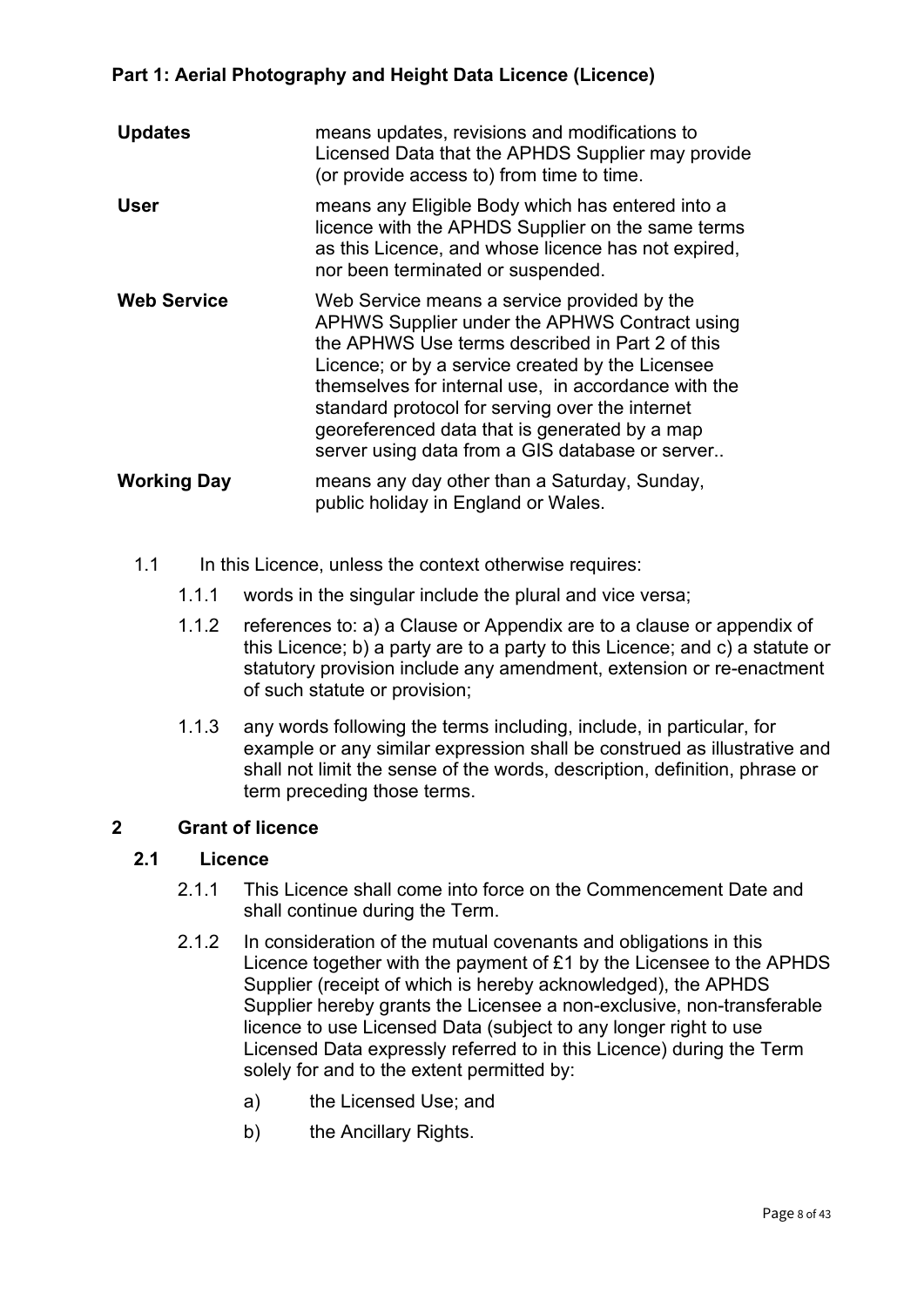**Part 1: Aerial Photography and Height Data Licence (Licence)**

| | |
|---|---|
| **Updates** | means updates, revisions and modifications to Licensed Data that the APHDS Supplier may provide (or provide access to) from time to time. |
| **User** | means any Eligible Body which has entered into a licence with the APHDS Supplier on the same terms as this Licence, and whose licence has not expired, nor been terminated or suspended. |
| **Web Service** | Web Service means a service provided by the APHWS Supplier under the APHWS Contract using the APHWS Use terms described in Part 2 of this Licence; or by a service created by the Licensee themselves for internal use, in accordance with the standard protocol for serving over the internet georeferenced data that is generated by a map server using data from a GIS database or server.. |
| **Working Day** | means any day other than a Saturday, Sunday, public holiday in England or Wales. |

1.1 In this Licence, unless the context otherwise requires:

1.1.1 words in the singular include the plural and vice versa;

1.1.2 references to: a) a Clause or Appendix are to a clause or appendix of this Licence; b) a party are to a party to this Licence; and c) a statute or statutory provision include any amendment, extension or re-enactment of such statute or provision;

1.1.3 any words following the terms including, include, in particular, for example or any similar expression shall be construed as illustrative and shall not limit the sense of the words, description, definition, phrase or term preceding those terms.

## 2 Grant of licence

### 2.1 Licence

2.1.1 This Licence shall come into force on the Commencement Date and shall continue during the Term.

2.1.2 In consideration of the mutual covenants and obligations in this Licence together with the payment of £1 by the Licensee to the APHDS Supplier (receipt of which is hereby acknowledged), the APHDS Supplier hereby grants the Licensee a non-exclusive, non-transferable licence to use Licensed Data (subject to any longer right to use Licensed Data expressly referred to in this Licence) during the Term solely for and to the extent permitted by:

a) the Licensed Use; and

b) the Ancillary Rights.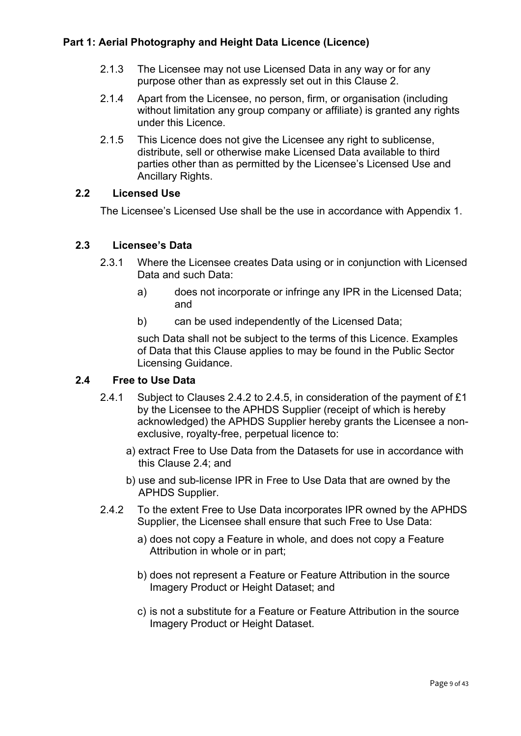## Part 1: Aerial Photography and Height Data Licence (Licence)

2.1.3 The Licensee may not use Licensed Data in any way or for any purpose other than as expressly set out in this Clause 2.

2.1.4 Apart from the Licensee, no person, firm, or organisation (including without limitation any group company or affiliate) is granted any rights under this Licence.

2.1.5 This Licence does not give the Licensee any right to sublicense, distribute, sell or otherwise make Licensed Data available to third parties other than as permitted by the Licensee's Licensed Use and Ancillary Rights.

### 2.2 Licensed Use

The Licensee's Licensed Use shall be the use in accordance with Appendix 1.

### 2.3 Licensee's Data

2.3.1 Where the Licensee creates Data using or in conjunction with Licensed Data and such Data:

a) does not incorporate or infringe any IPR in the Licensed Data; and

b) can be used independently of the Licensed Data;

such Data shall not be subject to the terms of this Licence. Examples of Data that this Clause applies to may be found in the Public Sector Licensing Guidance.

### 2.4 Free to Use Data

2.4.1 Subject to Clauses 2.4.2 to 2.4.5, in consideration of the payment of £1 by the Licensee to the APHDS Supplier (receipt of which is hereby acknowledged) the APHDS Supplier hereby grants the Licensee a non-exclusive, royalty-free, perpetual licence to:

a) extract Free to Use Data from the Datasets for use in accordance with this Clause 2.4; and

b) use and sub-license IPR in Free to Use Data that are owned by the APHDS Supplier.

2.4.2 To the extent Free to Use Data incorporates IPR owned by the APHDS Supplier, the Licensee shall ensure that such Free to Use Data:

a) does not copy a Feature in whole, and does not copy a Feature Attribution in whole or in part;

b) does not represent a Feature or Feature Attribution in the source Imagery Product or Height Dataset; and

c) is not a substitute for a Feature or Feature Attribution in the source Imagery Product or Height Dataset.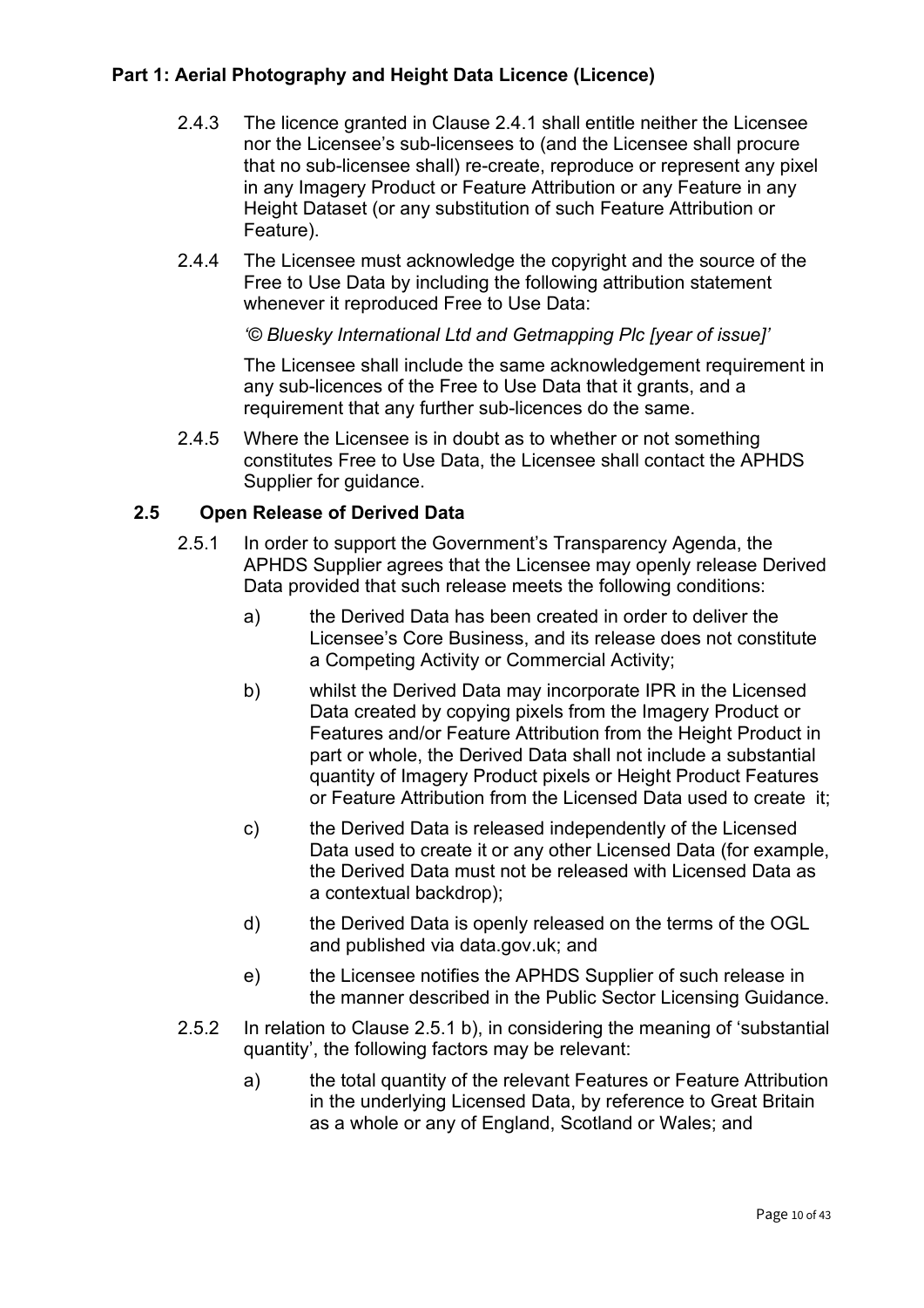**Part 1: Aerial Photography and Height Data Licence (Licence)**

2.4.3 The licence granted in Clause 2.4.1 shall entitle neither the Licensee nor the Licensee's sub-licensees to (and the Licensee shall procure that no sub-licensee shall) re-create, reproduce or represent any pixel in any Imagery Product or Feature Attribution or any Feature in any Height Dataset (or any substitution of such Feature Attribution or Feature).

2.4.4 The Licensee must acknowledge the copyright and the source of the Free to Use Data by including the following attribution statement whenever it reproduced Free to Use Data:

*'© Bluesky International Ltd and Getmapping Plc [year of issue]'*

The Licensee shall include the same acknowledgement requirement in any sub-licences of the Free to Use Data that it grants, and a requirement that any further sub-licences do the same.

2.4.5 Where the Licensee is in doubt as to whether or not something constitutes Free to Use Data, the Licensee shall contact the APHDS Supplier for guidance.

### 2.5 Open Release of Derived Data

2.5.1 In order to support the Government's Transparency Agenda, the APHDS Supplier agrees that the Licensee may openly release Derived Data provided that such release meets the following conditions:

a) the Derived Data has been created in order to deliver the Licensee's Core Business, and its release does not constitute a Competing Activity or Commercial Activity;

b) whilst the Derived Data may incorporate IPR in the Licensed Data created by copying pixels from the Imagery Product or Features and/or Feature Attribution from the Height Product in part or whole, the Derived Data shall not include a substantial quantity of Imagery Product pixels or Height Product Features or Feature Attribution from the Licensed Data used to create it;

c) the Derived Data is released independently of the Licensed Data used to create it or any other Licensed Data (for example, the Derived Data must not be released with Licensed Data as a contextual backdrop);

d) the Derived Data is openly released on the terms of the OGL and published via data.gov.uk; and

e) the Licensee notifies the APHDS Supplier of such release in the manner described in the Public Sector Licensing Guidance.

2.5.2 In relation to Clause 2.5.1 b), in considering the meaning of 'substantial quantity', the following factors may be relevant:

a) the total quantity of the relevant Features or Feature Attribution in the underlying Licensed Data, by reference to Great Britain as a whole or any of England, Scotland or Wales; and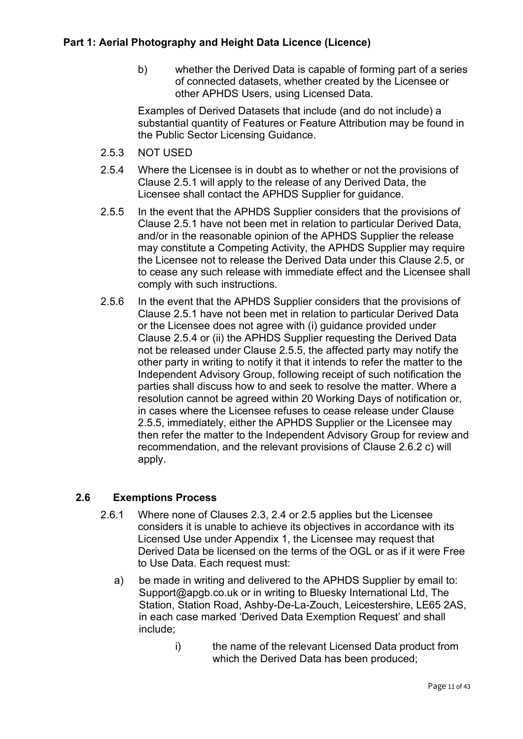b) whether the Derived Data is capable of forming part of a series of connected datasets, whether created by the Licensee or other APHDS Users, using Licensed Data.

Examples of Derived Datasets that include (and do not include) a substantial quantity of Features or Feature Attribution may be found in the Public Sector Licensing Guidance.

2.5.3 NOT USED

2.5.4 Where the Licensee is in doubt as to whether or not the provisions of Clause 2.5.1 will apply to the release of any Derived Data, the Licensee shall contact the APHDS Supplier for guidance.

2.5.5 In the event that the APHDS Supplier considers that the provisions of Clause 2.5.1 have not been met in relation to particular Derived Data, and/or in the reasonable opinion of the APHDS Supplier the release may constitute a Competing Activity, the APHDS Supplier may require the Licensee not to release the Derived Data under this Clause 2.5, or to cease any such release with immediate effect and the Licensee shall comply with such instructions.

2.5.6 In the event that the APHDS Supplier considers that the provisions of Clause 2.5.1 have not been met in relation to particular Derived Data or the Licensee does not agree with (i) guidance provided under Clause 2.5.4 or (ii) the APHDS Supplier requesting the Derived Data not be released under Clause 2.5.5, the affected party may notify the other party in writing to notify it that it intends to refer the matter to the Independent Advisory Group, following receipt of such notification the parties shall discuss how to and seek to resolve the matter. Where a resolution cannot be agreed within 20 Working Days of notification or, in cases where the Licensee refuses to cease release under Clause 2.5.5, immediately, either the APHDS Supplier or the Licensee may then refer the matter to the Independent Advisory Group for review and recommendation, and the relevant provisions of Clause 2.6.2 c) will apply.

## 2.6 Exemptions Process

2.6.1 Where none of Clauses 2.3, 2.4 or 2.5 applies but the Licensee considers it is unable to achieve its objectives in accordance with its Licensed Use under Appendix 1, the Licensee may request that Derived Data be licensed on the terms of the OGL or as if it were Free to Use Data. Each request must:

a) be made in writing and delivered to the APHDS Supplier by email to: Support@apgb.co.uk or in writing to Bluesky International Ltd, The Station, Station Road, Ashby-De-La-Zouch, Leicestershire, LE65 2AS, in each case marked 'Derived Data Exemption Request' and shall include;

i) the name of the relevant Licensed Data product from which the Derived Data has been produced;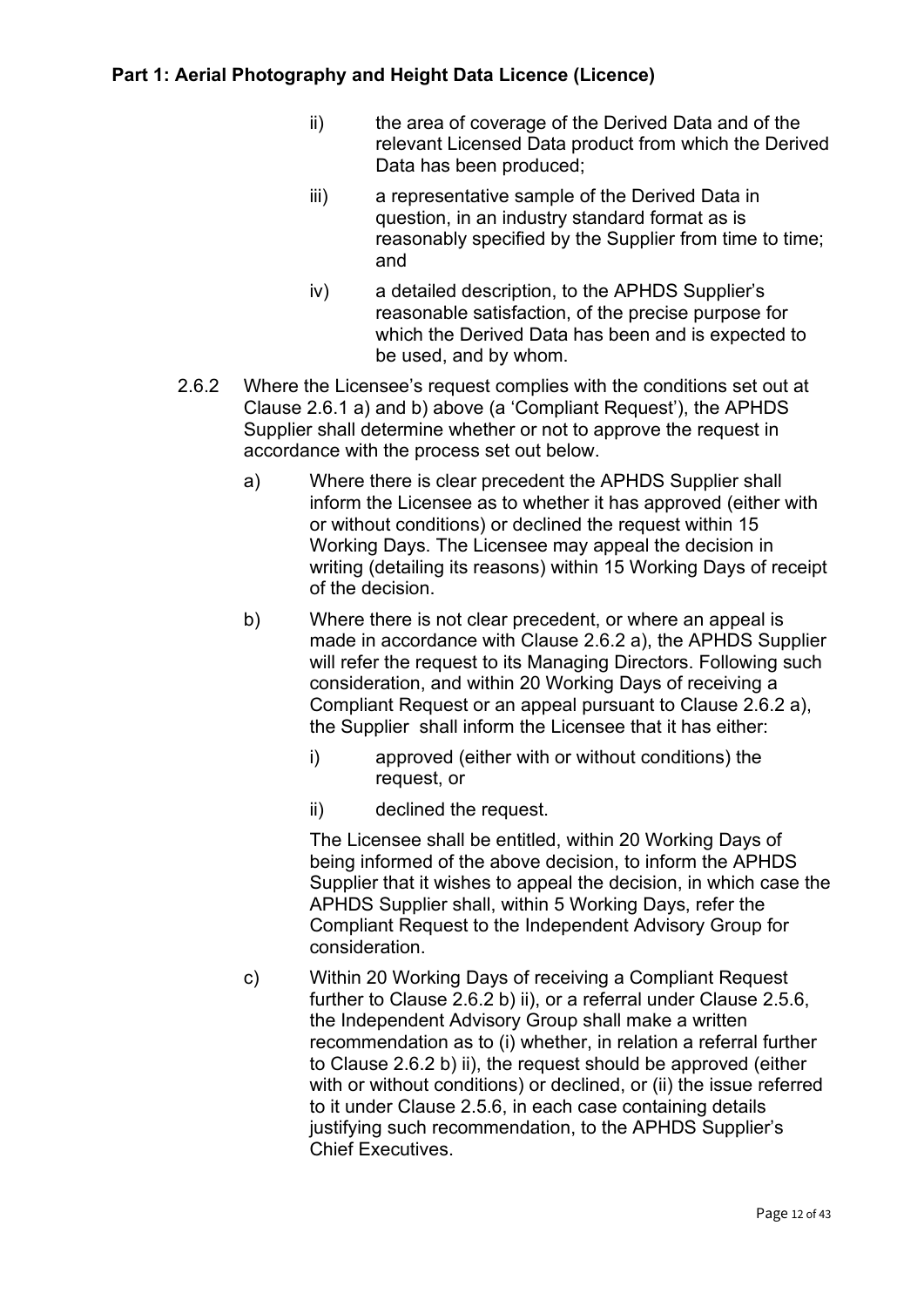**Part 1: Aerial Photography and Height Data Licence (Licence)**

ii) the area of coverage of the Derived Data and of the relevant Licensed Data product from which the Derived Data has been produced;

iii) a representative sample of the Derived Data in question, in an industry standard format as is reasonably specified by the Supplier from time to time; and

iv) a detailed description, to the APHDS Supplier's reasonable satisfaction, of the precise purpose for which the Derived Data has been and is expected to be used, and by whom.

2.6.2 Where the Licensee's request complies with the conditions set out at Clause 2.6.1 a) and b) above (a 'Compliant Request'), the APHDS Supplier shall determine whether or not to approve the request in accordance with the process set out below.

a) Where there is clear precedent the APHDS Supplier shall inform the Licensee as to whether it has approved (either with or without conditions) or declined the request within 15 Working Days. The Licensee may appeal the decision in writing (detailing its reasons) within 15 Working Days of receipt of the decision.

b) Where there is not clear precedent, or where an appeal is made in accordance with Clause 2.6.2 a), the APHDS Supplier will refer the request to its Managing Directors. Following such consideration, and within 20 Working Days of receiving a Compliant Request or an appeal pursuant to Clause 2.6.2 a), the Supplier shall inform the Licensee that it has either:

i) approved (either with or without conditions) the request, or

ii) declined the request.

The Licensee shall be entitled, within 20 Working Days of being informed of the above decision, to inform the APHDS Supplier that it wishes to appeal the decision, in which case the APHDS Supplier shall, within 5 Working Days, refer the Compliant Request to the Independent Advisory Group for consideration.

c) Within 20 Working Days of receiving a Compliant Request further to Clause 2.6.2 b) ii), or a referral under Clause 2.5.6, the Independent Advisory Group shall make a written recommendation as to (i) whether, in relation a referral further to Clause 2.6.2 b) ii), the request should be approved (either with or without conditions) or declined, or (ii) the issue referred to it under Clause 2.5.6, in each case containing details justifying such recommendation, to the APHDS Supplier's Chief Executives.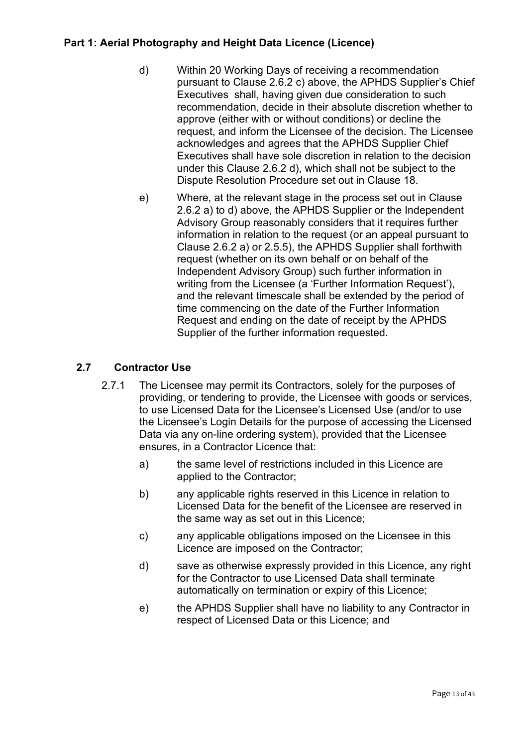d) Within 20 Working Days of receiving a recommendation pursuant to Clause 2.6.2 c) above, the APHDS Supplier's Chief Executives shall, having given due consideration to such recommendation, decide in their absolute discretion whether to approve (either with or without conditions) or decline the request, and inform the Licensee of the decision. The Licensee acknowledges and agrees that the APHDS Supplier Chief Executives shall have sole discretion in relation to the decision under this Clause 2.6.2 d), which shall not be subject to the Dispute Resolution Procedure set out in Clause 18.

e) Where, at the relevant stage in the process set out in Clause 2.6.2 a) to d) above, the APHDS Supplier or the Independent Advisory Group reasonably considers that it requires further information in relation to the request (or an appeal pursuant to Clause 2.6.2 a) or 2.5.5), the APHDS Supplier shall forthwith request (whether on its own behalf or on behalf of the Independent Advisory Group) such further information in writing from the Licensee (a 'Further Information Request'), and the relevant timescale shall be extended by the period of time commencing on the date of the Further Information Request and ending on the date of receipt by the APHDS Supplier of the further information requested.

## 2.7 Contractor Use

2.7.1 The Licensee may permit its Contractors, solely for the purposes of providing, or tendering to provide, the Licensee with goods or services, to use Licensed Data for the Licensee's Licensed Use (and/or to use the Licensee's Login Details for the purpose of accessing the Licensed Data via any on-line ordering system), provided that the Licensee ensures, in a Contractor Licence that:

a) the same level of restrictions included in this Licence are applied to the Contractor;

b) any applicable rights reserved in this Licence in relation to Licensed Data for the benefit of the Licensee are reserved in the same way as set out in this Licence;

c) any applicable obligations imposed on the Licensee in this Licence are imposed on the Contractor;

d) save as otherwise expressly provided in this Licence, any right for the Contractor to use Licensed Data shall terminate automatically on termination or expiry of this Licence;

e) the APHDS Supplier shall have no liability to any Contractor in respect of Licensed Data or this Licence; and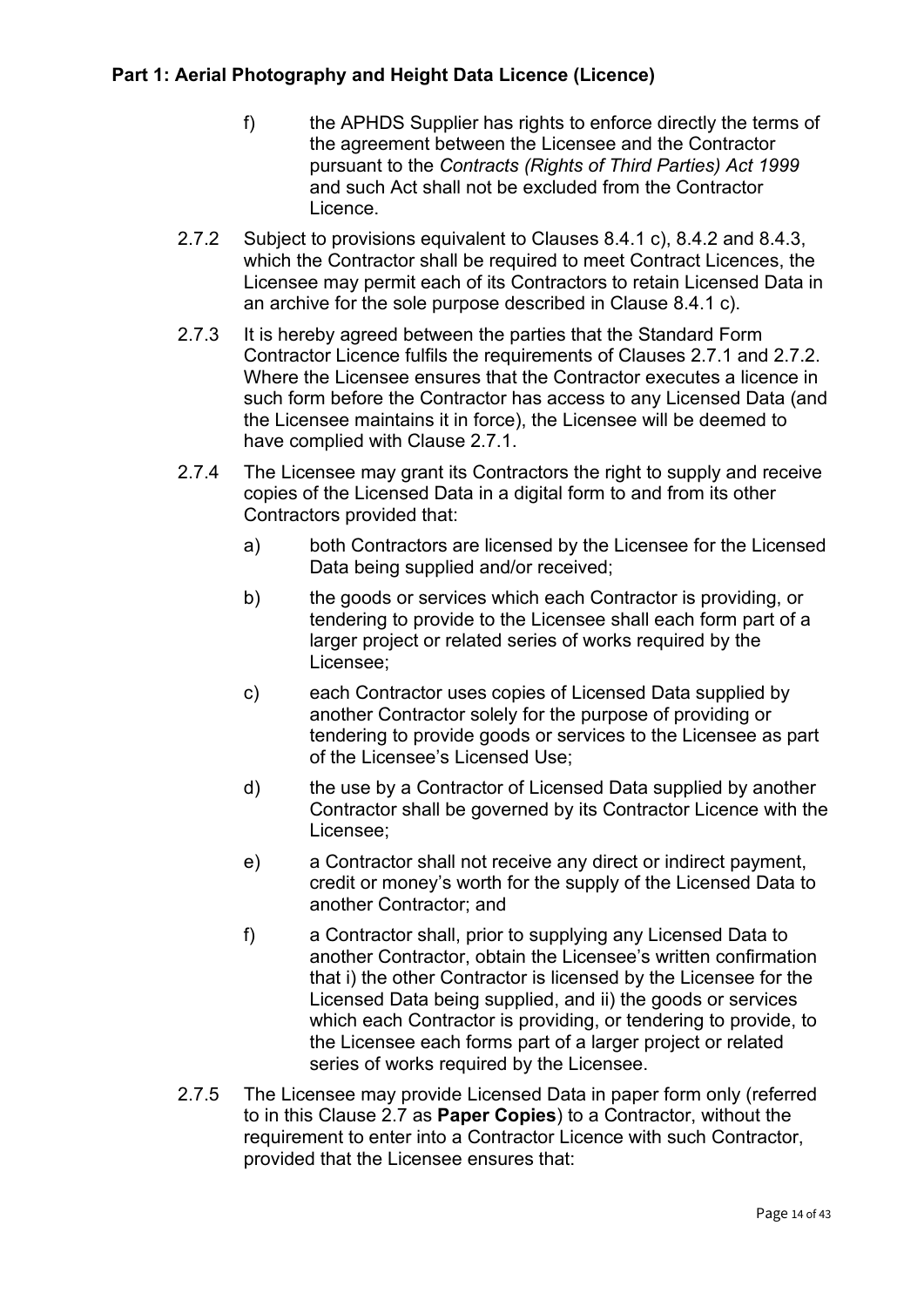## Part 1: Aerial Photography and Height Data Licence (Licence)

f) the APHDS Supplier has rights to enforce directly the terms of the agreement between the Licensee and the Contractor pursuant to the *Contracts (Rights of Third Parties) Act 1999* and such Act shall not be excluded from the Contractor Licence.

2.7.2 Subject to provisions equivalent to Clauses 8.4.1 c), 8.4.2 and 8.4.3, which the Contractor shall be required to meet Contract Licences, the Licensee may permit each of its Contractors to retain Licensed Data in an archive for the sole purpose described in Clause 8.4.1 c).

2.7.3 It is hereby agreed between the parties that the Standard Form Contractor Licence fulfils the requirements of Clauses 2.7.1 and 2.7.2. Where the Licensee ensures that the Contractor executes a licence in such form before the Contractor has access to any Licensed Data (and the Licensee maintains it in force), the Licensee will be deemed to have complied with Clause 2.7.1.

2.7.4 The Licensee may grant its Contractors the right to supply and receive copies of the Licensed Data in a digital form to and from its other Contractors provided that:

a) both Contractors are licensed by the Licensee for the Licensed Data being supplied and/or received;

b) the goods or services which each Contractor is providing, or tendering to provide to the Licensee shall each form part of a larger project or related series of works required by the Licensee;

c) each Contractor uses copies of Licensed Data supplied by another Contractor solely for the purpose of providing or tendering to provide goods or services to the Licensee as part of the Licensee's Licensed Use;

d) the use by a Contractor of Licensed Data supplied by another Contractor shall be governed by its Contractor Licence with the Licensee;

e) a Contractor shall not receive any direct or indirect payment, credit or money's worth for the supply of the Licensed Data to another Contractor; and

f) a Contractor shall, prior to supplying any Licensed Data to another Contractor, obtain the Licensee's written confirmation that i) the other Contractor is licensed by the Licensee for the Licensed Data being supplied, and ii) the goods or services which each Contractor is providing, or tendering to provide, to the Licensee each forms part of a larger project or related series of works required by the Licensee.

2.7.5 The Licensee may provide Licensed Data in paper form only (referred to in this Clause 2.7 as **Paper Copies**) to a Contractor, without the requirement to enter into a Contractor Licence with such Contractor, provided that the Licensee ensures that: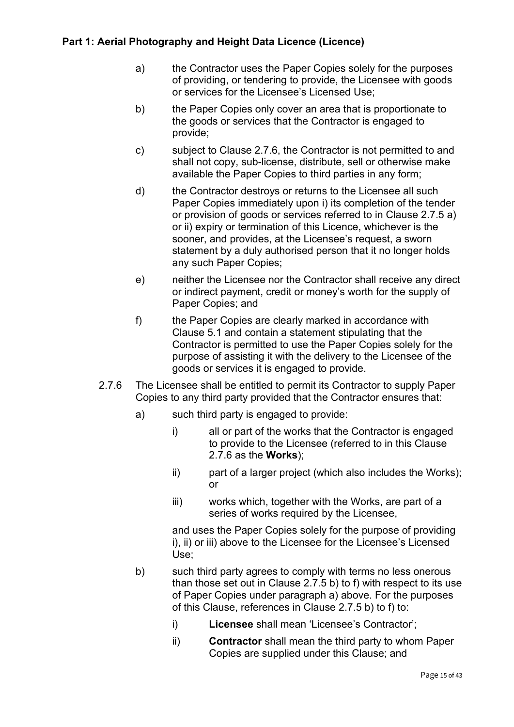**Part 1: Aerial Photography and Height Data Licence (Licence)**

a) the Contractor uses the Paper Copies solely for the purposes of providing, or tendering to provide, the Licensee with goods or services for the Licensee's Licensed Use;

b) the Paper Copies only cover an area that is proportionate to the goods or services that the Contractor is engaged to provide;

c) subject to Clause 2.7.6, the Contractor is not permitted to and shall not copy, sub-license, distribute, sell or otherwise make available the Paper Copies to third parties in any form;

d) the Contractor destroys or returns to the Licensee all such Paper Copies immediately upon i) its completion of the tender or provision of goods or services referred to in Clause 2.7.5 a) or ii) expiry or termination of this Licence, whichever is the sooner, and provides, at the Licensee's request, a sworn statement by a duly authorised person that it no longer holds any such Paper Copies;

e) neither the Licensee nor the Contractor shall receive any direct or indirect payment, credit or money's worth for the supply of Paper Copies; and

f) the Paper Copies are clearly marked in accordance with Clause 5.1 and contain a statement stipulating that the Contractor is permitted to use the Paper Copies solely for the purpose of assisting it with the delivery to the Licensee of the goods or services it is engaged to provide.

2.7.6 The Licensee shall be entitled to permit its Contractor to supply Paper Copies to any third party provided that the Contractor ensures that:

a) such third party is engaged to provide:

i) all or part of the works that the Contractor is engaged to provide to the Licensee (referred to in this Clause 2.7.6 as the **Works**);

ii) part of a larger project (which also includes the Works); or

iii) works which, together with the Works, are part of a series of works required by the Licensee,

and uses the Paper Copies solely for the purpose of providing i), ii) or iii) above to the Licensee for the Licensee's Licensed Use;

b) such third party agrees to comply with terms no less onerous than those set out in Clause 2.7.5 b) to f) with respect to its use of Paper Copies under paragraph a) above. For the purposes of this Clause, references in Clause 2.7.5 b) to f) to:

i) **Licensee** shall mean 'Licensee's Contractor';

ii) **Contractor** shall mean the third party to whom Paper Copies are supplied under this Clause; and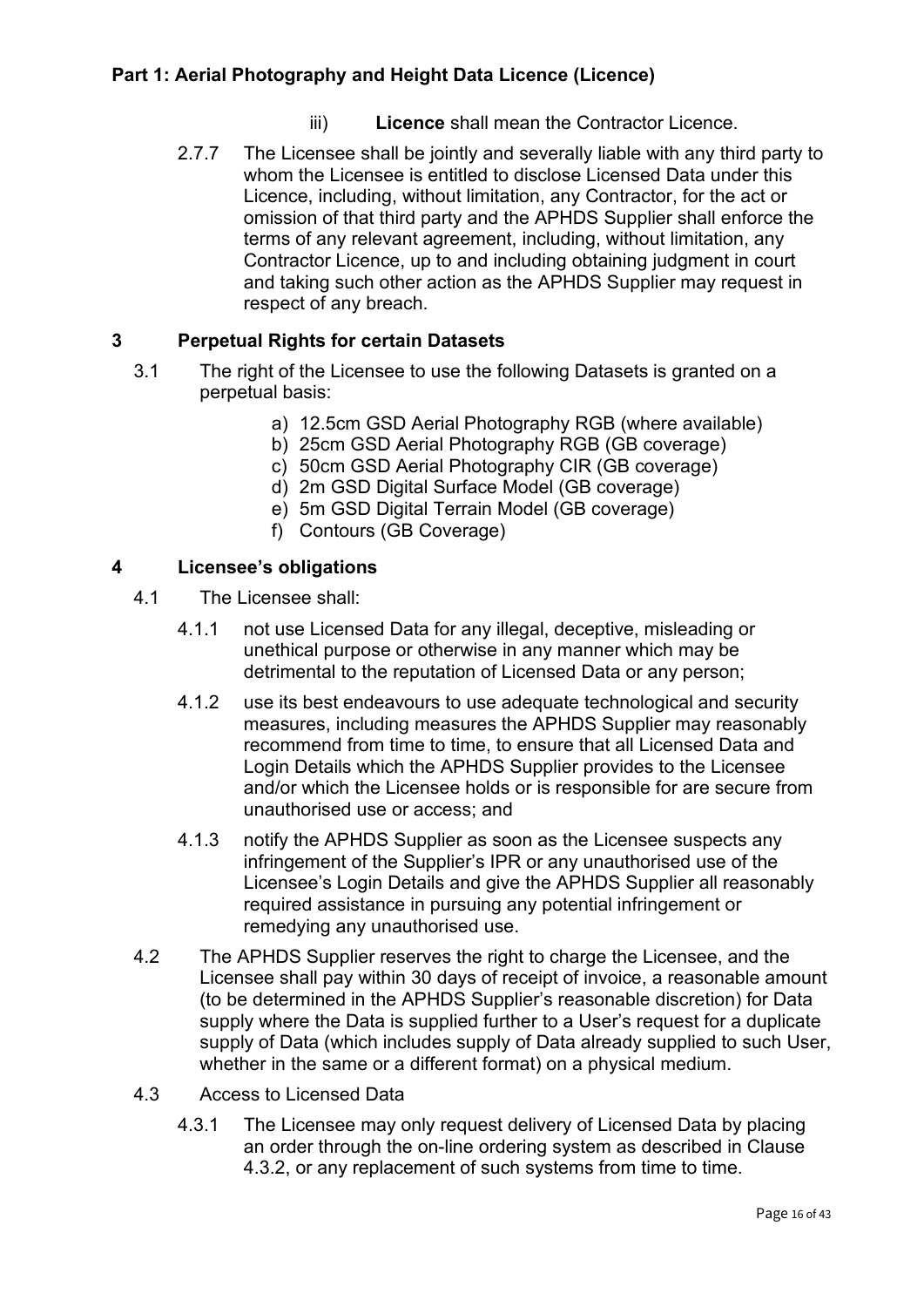**Part 1: Aerial Photography and Height Data Licence (Licence)**

iii) **Licence** shall mean the Contractor Licence.

2.7.7 The Licensee shall be jointly and severally liable with any third party to whom the Licensee is entitled to disclose Licensed Data under this Licence, including, without limitation, any Contractor, for the act or omission of that third party and the APHDS Supplier shall enforce the terms of any relevant agreement, including, without limitation, any Contractor Licence, up to and including obtaining judgment in court and taking such other action as the APHDS Supplier may request in respect of any breach.

## 3 Perpetual Rights for certain Datasets

3.1 The right of the Licensee to use the following Datasets is granted on a perpetual basis:

a) 12.5cm GSD Aerial Photography RGB (where available)
b) 25cm GSD Aerial Photography RGB (GB coverage)
c) 50cm GSD Aerial Photography CIR (GB coverage)
d) 2m GSD Digital Surface Model (GB coverage)
e) 5m GSD Digital Terrain Model (GB coverage)
f) Contours (GB Coverage)

## 4 Licensee's obligations

4.1 The Licensee shall:

4.1.1 not use Licensed Data for any illegal, deceptive, misleading or unethical purpose or otherwise in any manner which may be detrimental to the reputation of Licensed Data or any person;

4.1.2 use its best endeavours to use adequate technological and security measures, including measures the APHDS Supplier may reasonably recommend from time to time, to ensure that all Licensed Data and Login Details which the APHDS Supplier provides to the Licensee and/or which the Licensee holds or is responsible for are secure from unauthorised use or access; and

4.1.3 notify the APHDS Supplier as soon as the Licensee suspects any infringement of the Supplier's IPR or any unauthorised use of the Licensee's Login Details and give the APHDS Supplier all reasonably required assistance in pursuing any potential infringement or remedying any unauthorised use.

4.2 The APHDS Supplier reserves the right to charge the Licensee, and the Licensee shall pay within 30 days of receipt of invoice, a reasonable amount (to be determined in the APHDS Supplier's reasonable discretion) for Data supply where the Data is supplied further to a User's request for a duplicate supply of Data (which includes supply of Data already supplied to such User, whether in the same or a different format) on a physical medium.

4.3 Access to Licensed Data

4.3.1 The Licensee may only request delivery of Licensed Data by placing an order through the on-line ordering system as described in Clause 4.3.2, or any replacement of such systems from time to time.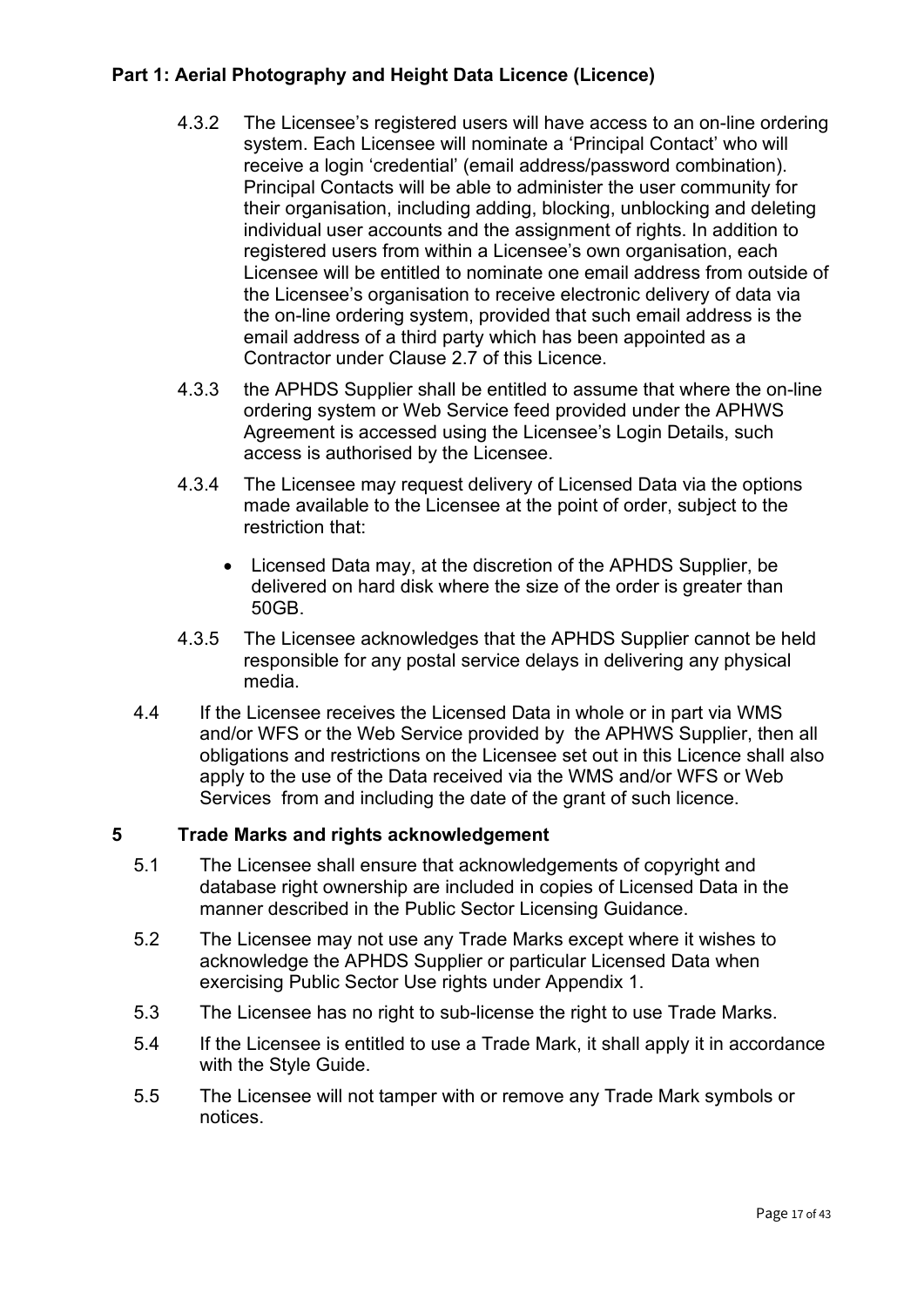**Part 1: Aerial Photography and Height Data Licence (Licence)**

4.3.2 The Licensee's registered users will have access to an on-line ordering system. Each Licensee will nominate a 'Principal Contact' who will receive a login 'credential' (email address/password combination). Principal Contacts will be able to administer the user community for their organisation, including adding, blocking, unblocking and deleting individual user accounts and the assignment of rights. In addition to registered users from within a Licensee's own organisation, each Licensee will be entitled to nominate one email address from outside of the Licensee's organisation to receive electronic delivery of data via the on-line ordering system, provided that such email address is the email address of a third party which has been appointed as a Contractor under Clause 2.7 of this Licence.

4.3.3 the APHDS Supplier shall be entitled to assume that where the on-line ordering system or Web Service feed provided under the APHWS Agreement is accessed using the Licensee's Login Details, such access is authorised by the Licensee.

4.3.4 The Licensee may request delivery of Licensed Data via the options made available to the Licensee at the point of order, subject to the restriction that:

- Licensed Data may, at the discretion of the APHDS Supplier, be delivered on hard disk where the size of the order is greater than 50GB.

4.3.5 The Licensee acknowledges that the APHDS Supplier cannot be held responsible for any postal service delays in delivering any physical media.

4.4 If the Licensee receives the Licensed Data in whole or in part via WMS and/or WFS or the Web Service provided by the APHWS Supplier, then all obligations and restrictions on the Licensee set out in this Licence shall also apply to the use of the Data received via the WMS and/or WFS or Web Services from and including the date of the grant of such licence.

## 5 Trade Marks and rights acknowledgement

5.1 The Licensee shall ensure that acknowledgements of copyright and database right ownership are included in copies of Licensed Data in the manner described in the Public Sector Licensing Guidance.

5.2 The Licensee may not use any Trade Marks except where it wishes to acknowledge the APHDS Supplier or particular Licensed Data when exercising Public Sector Use rights under Appendix 1.

5.3 The Licensee has no right to sub-license the right to use Trade Marks.

5.4 If the Licensee is entitled to use a Trade Mark, it shall apply it in accordance with the Style Guide.

5.5 The Licensee will not tamper with or remove any Trade Mark symbols or notices.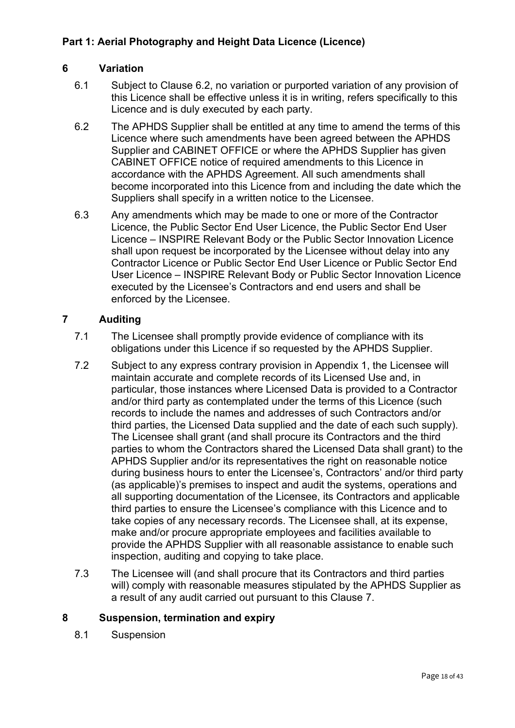## Part 1: Aerial Photography and Height Data Licence (Licence)

### 6 Variation

6.1 Subject to Clause 6.2, no variation or purported variation of any provision of this Licence shall be effective unless it is in writing, refers specifically to this Licence and is duly executed by each party.

6.2 The APHDS Supplier shall be entitled at any time to amend the terms of this Licence where such amendments have been agreed between the APHDS Supplier and CABINET OFFICE or where the APHDS Supplier has given CABINET OFFICE notice of required amendments to this Licence in accordance with the APHDS Agreement. All such amendments shall become incorporated into this Licence from and including the date which the Suppliers shall specify in a written notice to the Licensee.

6.3 Any amendments which may be made to one or more of the Contractor Licence, the Public Sector End User Licence, the Public Sector End User Licence – INSPIRE Relevant Body or the Public Sector Innovation Licence shall upon request be incorporated by the Licensee without delay into any Contractor Licence or Public Sector End User Licence or Public Sector End User Licence – INSPIRE Relevant Body or Public Sector Innovation Licence executed by the Licensee's Contractors and end users and shall be enforced by the Licensee.

### 7 Auditing

7.1 The Licensee shall promptly provide evidence of compliance with its obligations under this Licence if so requested by the APHDS Supplier.

7.2 Subject to any express contrary provision in Appendix 1, the Licensee will maintain accurate and complete records of its Licensed Use and, in particular, those instances where Licensed Data is provided to a Contractor and/or third party as contemplated under the terms of this Licence (such records to include the names and addresses of such Contractors and/or third parties, the Licensed Data supplied and the date of each such supply). The Licensee shall grant (and shall procure its Contractors and the third parties to whom the Contractors shared the Licensed Data shall grant) to the APHDS Supplier and/or its representatives the right on reasonable notice during business hours to enter the Licensee's, Contractors' and/or third party (as applicable)'s premises to inspect and audit the systems, operations and all supporting documentation of the Licensee, its Contractors and applicable third parties to ensure the Licensee's compliance with this Licence and to take copies of any necessary records. The Licensee shall, at its expense, make and/or procure appropriate employees and facilities available to provide the APHDS Supplier with all reasonable assistance to enable such inspection, auditing and copying to take place.

7.3 The Licensee will (and shall procure that its Contractors and third parties will) comply with reasonable measures stipulated by the APHDS Supplier as a result of any audit carried out pursuant to this Clause 7.

### 8 Suspension, termination and expiry

8.1 Suspension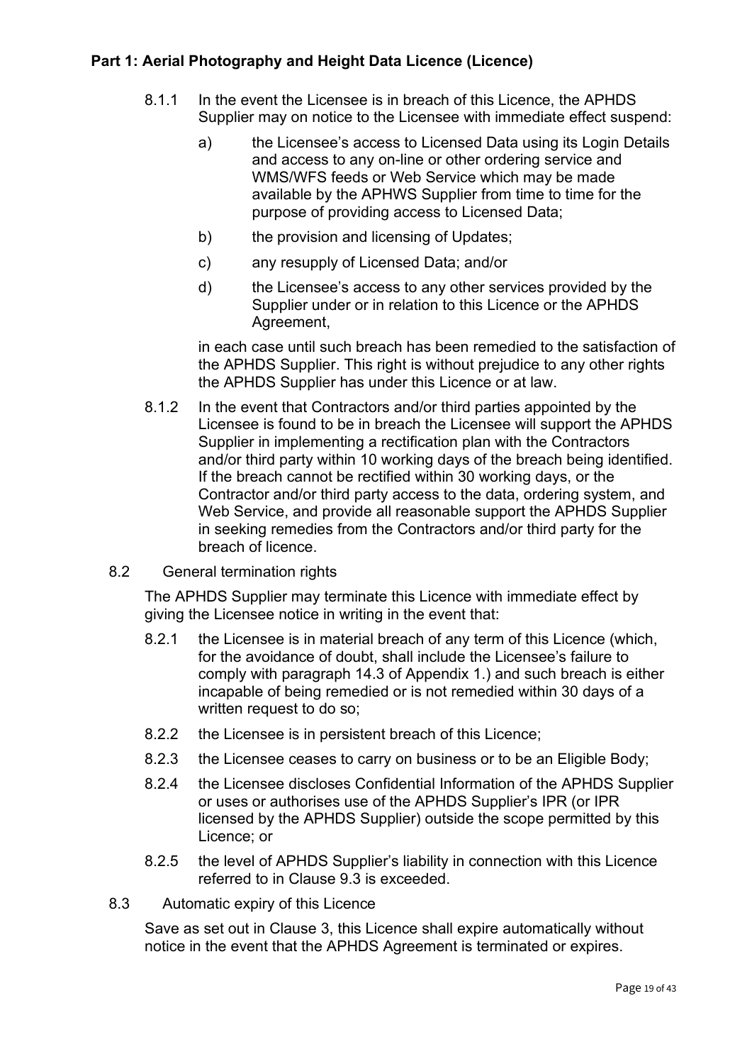**Part 1: Aerial Photography and Height Data Licence (Licence)**

8.1.1 In the event the Licensee is in breach of this Licence, the APHDS Supplier may on notice to the Licensee with immediate effect suspend:

a) the Licensee's access to Licensed Data using its Login Details and access to any on-line or other ordering service and WMS/WFS feeds or Web Service which may be made available by the APHWS Supplier from time to time for the purpose of providing access to Licensed Data;

b) the provision and licensing of Updates;

c) any resupply of Licensed Data; and/or

d) the Licensee's access to any other services provided by the Supplier under or in relation to this Licence or the APHDS Agreement,

in each case until such breach has been remedied to the satisfaction of the APHDS Supplier. This right is without prejudice to any other rights the APHDS Supplier has under this Licence or at law.

8.1.2 In the event that Contractors and/or third parties appointed by the Licensee is found to be in breach the Licensee will support the APHDS Supplier in implementing a rectification plan with the Contractors and/or third party within 10 working days of the breach being identified. If the breach cannot be rectified within 30 working days, or the Contractor and/or third party access to the data, ordering system, and Web Service, and provide all reasonable support the APHDS Supplier in seeking remedies from the Contractors and/or third party for the breach of licence.

8.2 General termination rights

The APHDS Supplier may terminate this Licence with immediate effect by giving the Licensee notice in writing in the event that:

8.2.1 the Licensee is in material breach of any term of this Licence (which, for the avoidance of doubt, shall include the Licensee's failure to comply with paragraph 14.3 of Appendix 1.) and such breach is either incapable of being remedied or is not remedied within 30 days of a written request to do so;

8.2.2 the Licensee is in persistent breach of this Licence;

8.2.3 the Licensee ceases to carry on business or to be an Eligible Body;

8.2.4 the Licensee discloses Confidential Information of the APHDS Supplier or uses or authorises use of the APHDS Supplier's IPR (or IPR licensed by the APHDS Supplier) outside the scope permitted by this Licence; or

8.2.5 the level of APHDS Supplier's liability in connection with this Licence referred to in Clause 9.3 is exceeded.

8.3 Automatic expiry of this Licence

Save as set out in Clause 3, this Licence shall expire automatically without notice in the event that the APHDS Agreement is terminated or expires.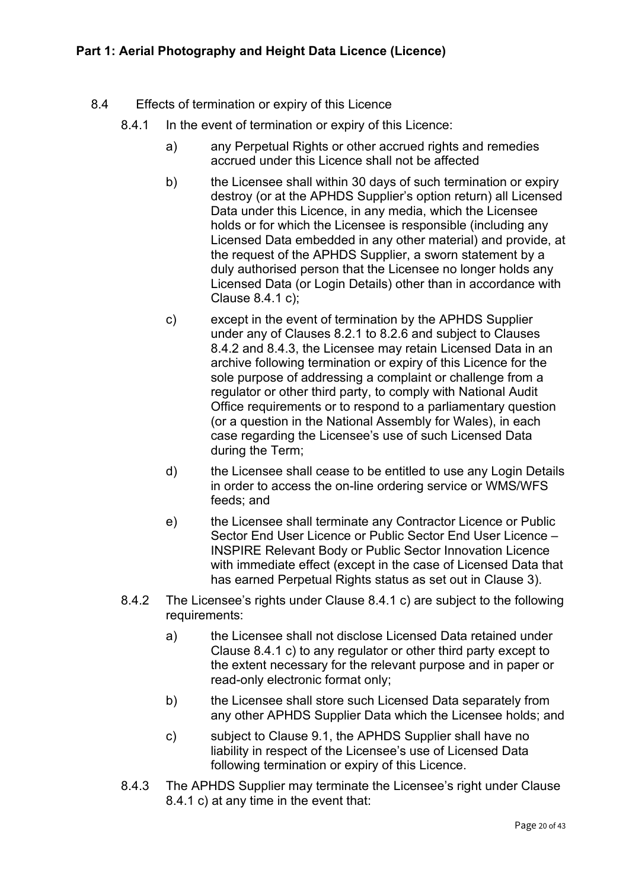## Part 1: Aerial Photography and Height Data Licence (Licence)

8.4 Effects of termination or expiry of this Licence

8.4.1 In the event of termination or expiry of this Licence:

a) any Perpetual Rights or other accrued rights and remedies accrued under this Licence shall not be affected

b) the Licensee shall within 30 days of such termination or expiry destroy (or at the APHDS Supplier's option return) all Licensed Data under this Licence, in any media, which the Licensee holds or for which the Licensee is responsible (including any Licensed Data embedded in any other material) and provide, at the request of the APHDS Supplier, a sworn statement by a duly authorised person that the Licensee no longer holds any Licensed Data (or Login Details) other than in accordance with Clause 8.4.1 c);

c) except in the event of termination by the APHDS Supplier under any of Clauses 8.2.1 to 8.2.6 and subject to Clauses 8.4.2 and 8.4.3, the Licensee may retain Licensed Data in an archive following termination or expiry of this Licence for the sole purpose of addressing a complaint or challenge from a regulator or other third party, to comply with National Audit Office requirements or to respond to a parliamentary question (or a question in the National Assembly for Wales), in each case regarding the Licensee's use of such Licensed Data during the Term;

d) the Licensee shall cease to be entitled to use any Login Details in order to access the on-line ordering service or WMS/WFS feeds; and

e) the Licensee shall terminate any Contractor Licence or Public Sector End User Licence or Public Sector End User Licence – INSPIRE Relevant Body or Public Sector Innovation Licence with immediate effect (except in the case of Licensed Data that has earned Perpetual Rights status as set out in Clause 3).

8.4.2 The Licensee's rights under Clause 8.4.1 c) are subject to the following requirements:

a) the Licensee shall not disclose Licensed Data retained under Clause 8.4.1 c) to any regulator or other third party except to the extent necessary for the relevant purpose and in paper or read-only electronic format only;

b) the Licensee shall store such Licensed Data separately from any other APHDS Supplier Data which the Licensee holds; and

c) subject to Clause 9.1, the APHDS Supplier shall have no liability in respect of the Licensee's use of Licensed Data following termination or expiry of this Licence.

8.4.3 The APHDS Supplier may terminate the Licensee's right under Clause 8.4.1 c) at any time in the event that: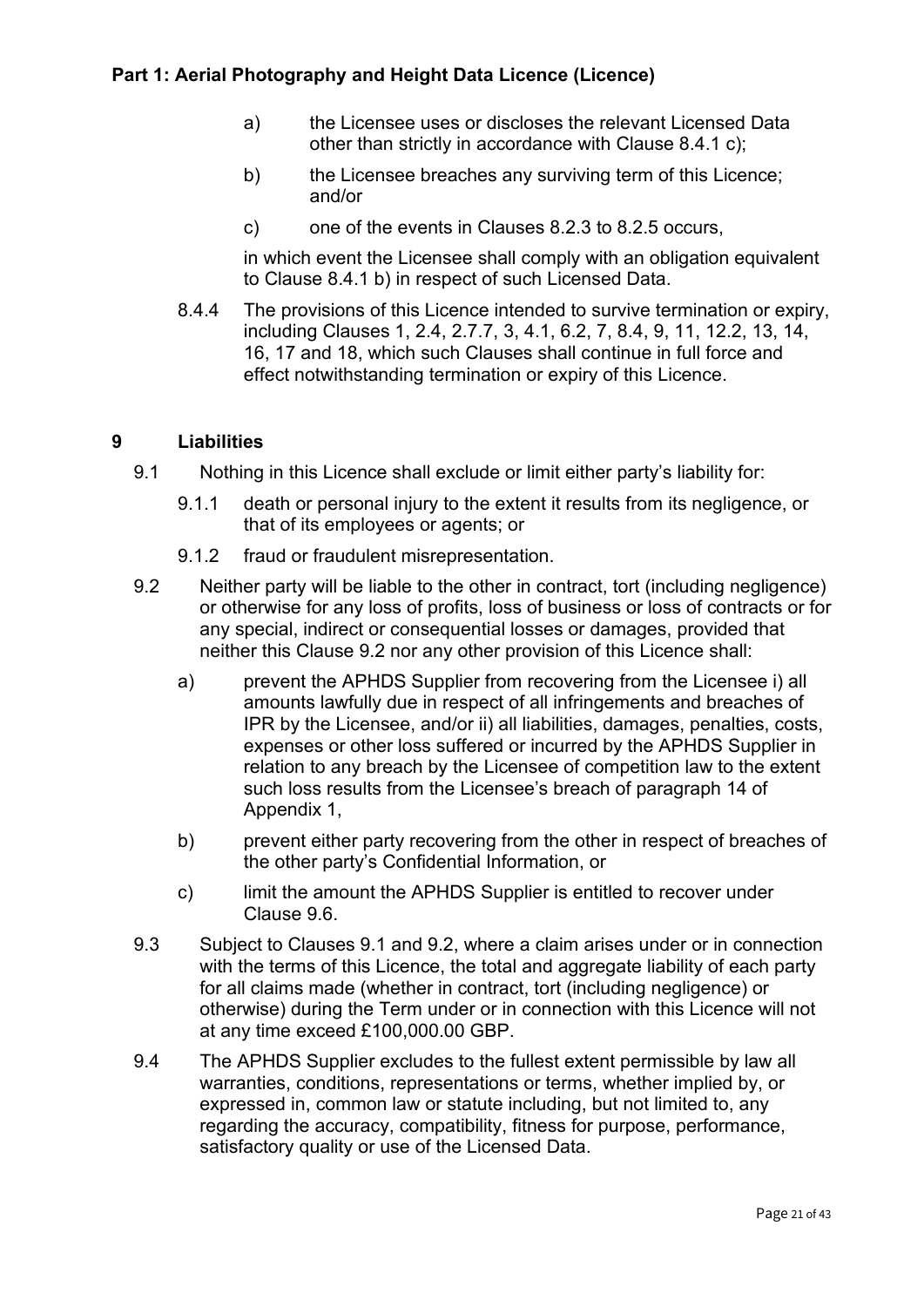a) the Licensee uses or discloses the relevant Licensed Data other than strictly in accordance with Clause 8.4.1 c);

b) the Licensee breaches any surviving term of this Licence; and/or

c) one of the events in Clauses 8.2.3 to 8.2.5 occurs,

in which event the Licensee shall comply with an obligation equivalent to Clause 8.4.1 b) in respect of such Licensed Data.

8.4.4 The provisions of this Licence intended to survive termination or expiry, including Clauses 1, 2.4, 2.7.7, 3, 4.1, 6.2, 7, 8.4, 9, 11, 12.2, 13, 14, 16, 17 and 18, which such Clauses shall continue in full force and effect notwithstanding termination or expiry of this Licence.

## 9 Liabilities

9.1 Nothing in this Licence shall exclude or limit either party's liability for:

9.1.1 death or personal injury to the extent it results from its negligence, or that of its employees or agents; or

9.1.2 fraud or fraudulent misrepresentation.

9.2 Neither party will be liable to the other in contract, tort (including negligence) or otherwise for any loss of profits, loss of business or loss of contracts or for any special, indirect or consequential losses or damages, provided that neither this Clause 9.2 nor any other provision of this Licence shall:

a) prevent the APHDS Supplier from recovering from the Licensee i) all amounts lawfully due in respect of all infringements and breaches of IPR by the Licensee, and/or ii) all liabilities, damages, penalties, costs, expenses or other loss suffered or incurred by the APHDS Supplier in relation to any breach by the Licensee of competition law to the extent such loss results from the Licensee's breach of paragraph 14 of Appendix 1,

b) prevent either party recovering from the other in respect of breaches of the other party's Confidential Information, or

c) limit the amount the APHDS Supplier is entitled to recover under Clause 9.6.

9.3 Subject to Clauses 9.1 and 9.2, where a claim arises under or in connection with the terms of this Licence, the total and aggregate liability of each party for all claims made (whether in contract, tort (including negligence) or otherwise) during the Term under or in connection with this Licence will not at any time exceed £100,000.00 GBP.

9.4 The APHDS Supplier excludes to the fullest extent permissible by law all warranties, conditions, representations or terms, whether implied by, or expressed in, common law or statute including, but not limited to, any regarding the accuracy, compatibility, fitness for purpose, performance, satisfactory quality or use of the Licensed Data.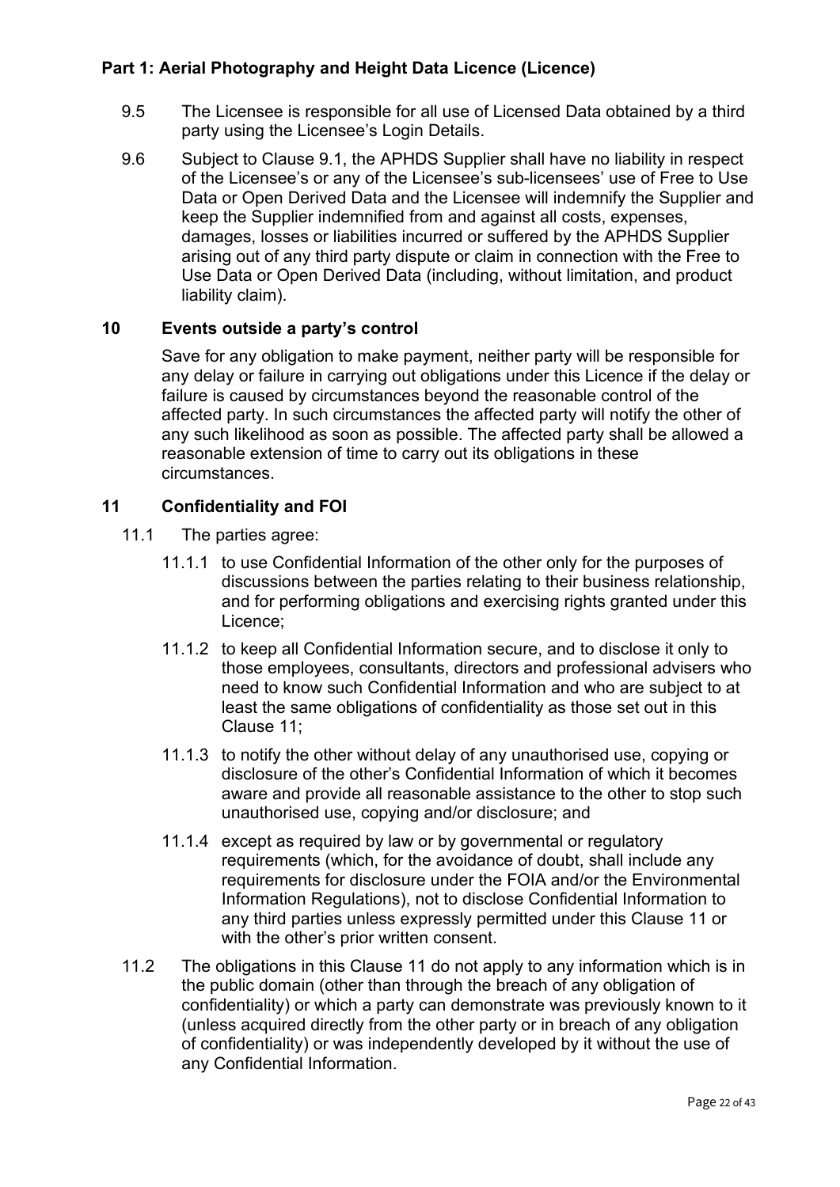**Part 1: Aerial Photography and Height Data Licence (Licence)**

9.5 The Licensee is responsible for all use of Licensed Data obtained by a third party using the Licensee's Login Details.

9.6 Subject to Clause 9.1, the APHDS Supplier shall have no liability in respect of the Licensee's or any of the Licensee's sub-licensees' use of Free to Use Data or Open Derived Data and the Licensee will indemnify the Supplier and keep the Supplier indemnified from and against all costs, expenses, damages, losses or liabilities incurred or suffered by the APHDS Supplier arising out of any third party dispute or claim in connection with the Free to Use Data or Open Derived Data (including, without limitation, and product liability claim).

## 10 Events outside a party's control

Save for any obligation to make payment, neither party will be responsible for any delay or failure in carrying out obligations under this Licence if the delay or failure is caused by circumstances beyond the reasonable control of the affected party. In such circumstances the affected party will notify the other of any such likelihood as soon as possible. The affected party shall be allowed a reasonable extension of time to carry out its obligations in these circumstances.

## 11 Confidentiality and FOI

11.1 The parties agree:

11.1.1 to use Confidential Information of the other only for the purposes of discussions between the parties relating to their business relationship, and for performing obligations and exercising rights granted under this Licence;

11.1.2 to keep all Confidential Information secure, and to disclose it only to those employees, consultants, directors and professional advisers who need to know such Confidential Information and who are subject to at least the same obligations of confidentiality as those set out in this Clause 11;

11.1.3 to notify the other without delay of any unauthorised use, copying or disclosure of the other's Confidential Information of which it becomes aware and provide all reasonable assistance to the other to stop such unauthorised use, copying and/or disclosure; and

11.1.4 except as required by law or by governmental or regulatory requirements (which, for the avoidance of doubt, shall include any requirements for disclosure under the FOIA and/or the Environmental Information Regulations), not to disclose Confidential Information to any third parties unless expressly permitted under this Clause 11 or with the other's prior written consent.

11.2 The obligations in this Clause 11 do not apply to any information which is in the public domain (other than through the breach of any obligation of confidentiality) or which a party can demonstrate was previously known to it (unless acquired directly from the other party or in breach of any obligation of confidentiality) or was independently developed by it without the use of any Confidential Information.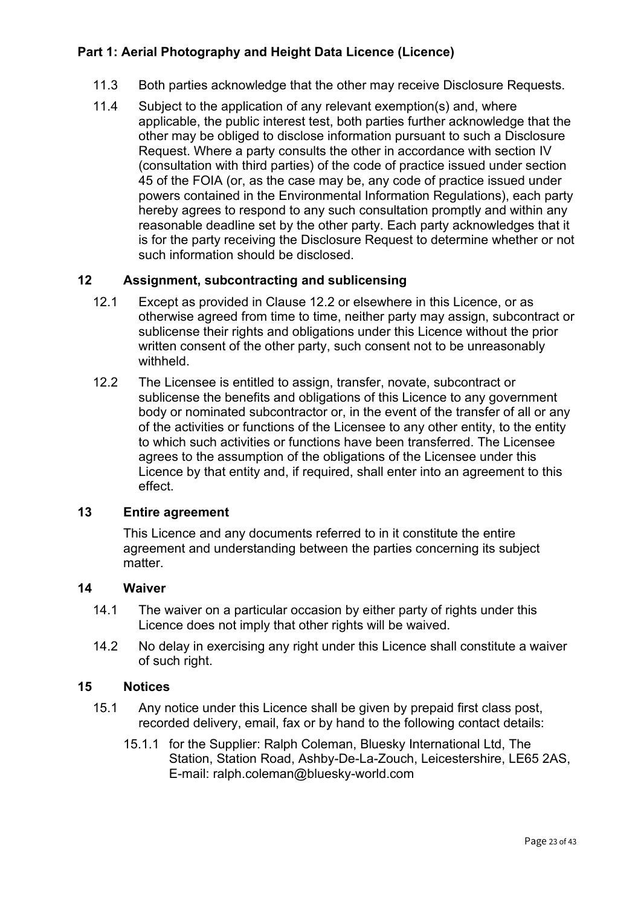## Part 1: Aerial Photography and Height Data Licence (Licence)

11.3 Both parties acknowledge that the other may receive Disclosure Requests.

11.4 Subject to the application of any relevant exemption(s) and, where applicable, the public interest test, both parties further acknowledge that the other may be obliged to disclose information pursuant to such a Disclosure Request. Where a party consults the other in accordance with section IV (consultation with third parties) of the code of practice issued under section 45 of the FOIA (or, as the case may be, any code of practice issued under powers contained in the Environmental Information Regulations), each party hereby agrees to respond to any such consultation promptly and within any reasonable deadline set by the other party. Each party acknowledges that it is for the party receiving the Disclosure Request to determine whether or not such information should be disclosed.

### 12 Assignment, subcontracting and sublicensing

12.1 Except as provided in Clause 12.2 or elsewhere in this Licence, or as otherwise agreed from time to time, neither party may assign, subcontract or sublicense their rights and obligations under this Licence without the prior written consent of the other party, such consent not to be unreasonably withheld.

12.2 The Licensee is entitled to assign, transfer, novate, subcontract or sublicense the benefits and obligations of this Licence to any government body or nominated subcontractor or, in the event of the transfer of all or any of the activities or functions of the Licensee to any other entity, to the entity to which such activities or functions have been transferred. The Licensee agrees to the assumption of the obligations of the Licensee under this Licence by that entity and, if required, shall enter into an agreement to this effect.

### 13 Entire agreement

This Licence and any documents referred to in it constitute the entire agreement and understanding between the parties concerning its subject matter.

### 14 Waiver

14.1 The waiver on a particular occasion by either party of rights under this Licence does not imply that other rights will be waived.

14.2 No delay in exercising any right under this Licence shall constitute a waiver of such right.

### 15 Notices

15.1 Any notice under this Licence shall be given by prepaid first class post, recorded delivery, email, fax or by hand to the following contact details:

15.1.1 for the Supplier: Ralph Coleman, Bluesky International Ltd, The Station, Station Road, Ashby-De-La-Zouch, Leicestershire, LE65 2AS, E-mail: ralph.coleman@bluesky-world.com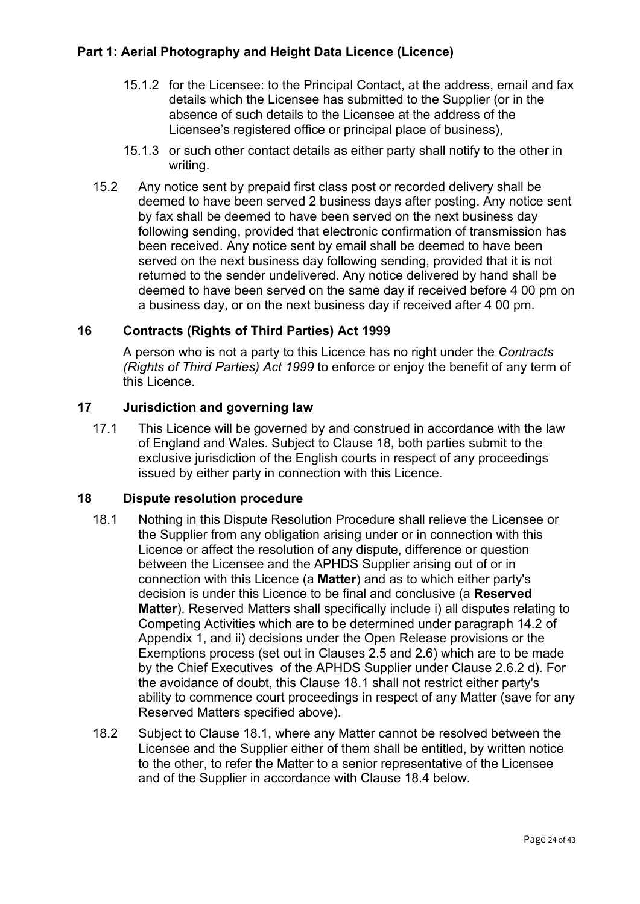**Part 1: Aerial Photography and Height Data Licence (Licence)**

15.1.2 for the Licensee: to the Principal Contact, at the address, email and fax details which the Licensee has submitted to the Supplier (or in the absence of such details to the Licensee at the address of the Licensee's registered office or principal place of business),

15.1.3 or such other contact details as either party shall notify to the other in writing.

15.2 Any notice sent by prepaid first class post or recorded delivery shall be deemed to have been served 2 business days after posting. Any notice sent by fax shall be deemed to have been served on the next business day following sending, provided that electronic confirmation of transmission has been received. Any notice sent by email shall be deemed to have been served on the next business day following sending, provided that it is not returned to the sender undelivered. Any notice delivered by hand shall be deemed to have been served on the same day if received before 4 00 pm on a business day, or on the next business day if received after 4 00 pm.

## 16 Contracts (Rights of Third Parties) Act 1999

A person who is not a party to this Licence has no right under the *Contracts (Rights of Third Parties) Act 1999* to enforce or enjoy the benefit of any term of this Licence.

## 17 Jurisdiction and governing law

17.1 This Licence will be governed by and construed in accordance with the law of England and Wales. Subject to Clause 18, both parties submit to the exclusive jurisdiction of the English courts in respect of any proceedings issued by either party in connection with this Licence.

## 18 Dispute resolution procedure

18.1 Nothing in this Dispute Resolution Procedure shall relieve the Licensee or the Supplier from any obligation arising under or in connection with this Licence or affect the resolution of any dispute, difference or question between the Licensee and the APHDS Supplier arising out of or in connection with this Licence (a **Matter**) and as to which either party's decision is under this Licence to be final and conclusive (a **Reserved Matter**). Reserved Matters shall specifically include i) all disputes relating to Competing Activities which are to be determined under paragraph 14.2 of Appendix 1, and ii) decisions under the Open Release provisions or the Exemptions process (set out in Clauses 2.5 and 2.6) which are to be made by the Chief Executives of the APHDS Supplier under Clause 2.6.2 d). For the avoidance of doubt, this Clause 18.1 shall not restrict either party's ability to commence court proceedings in respect of any Matter (save for any Reserved Matters specified above).

18.2 Subject to Clause 18.1, where any Matter cannot be resolved between the Licensee and the Supplier either of them shall be entitled, by written notice to the other, to refer the Matter to a senior representative of the Licensee and of the Supplier in accordance with Clause 18.4 below.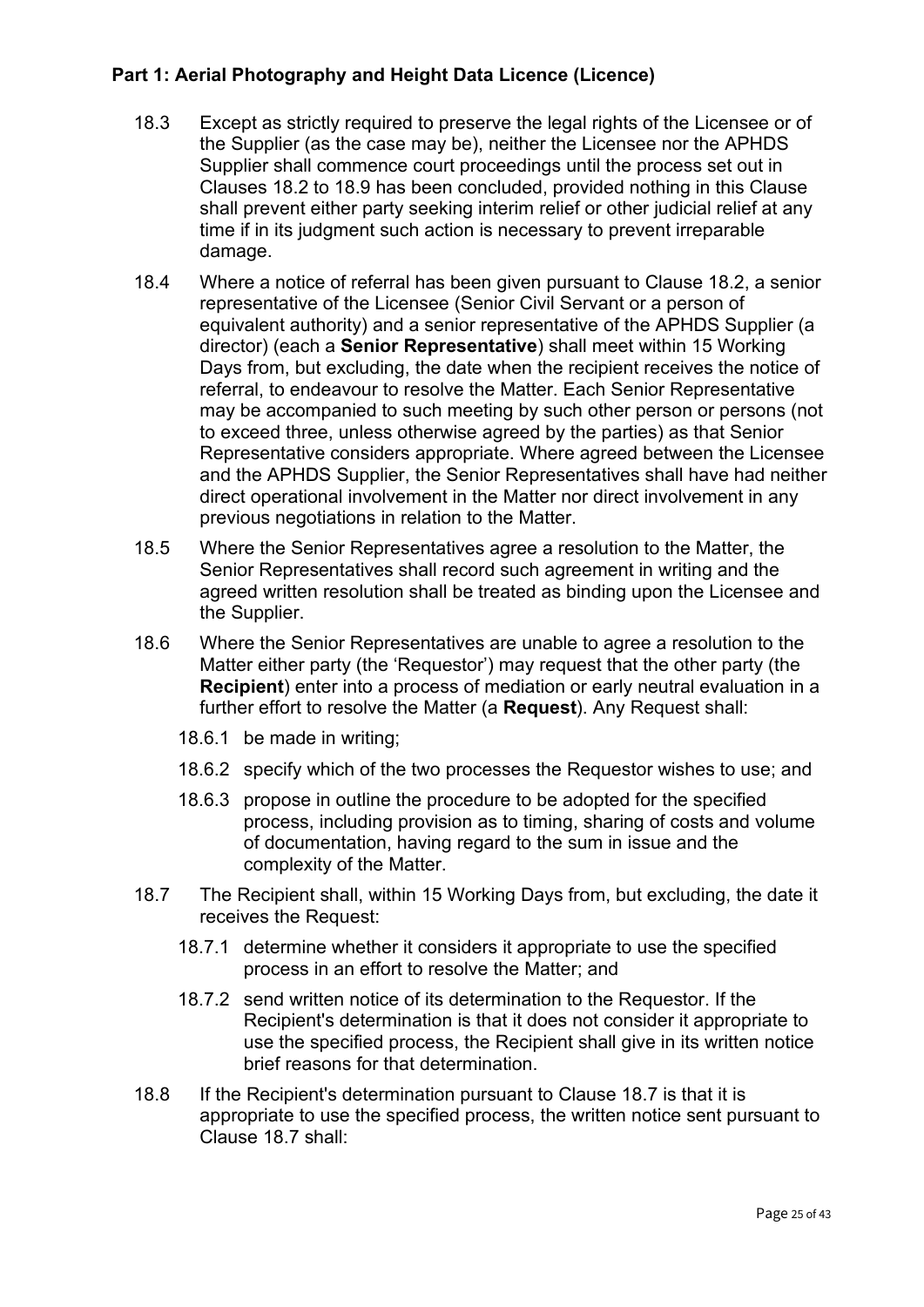**Part 1: Aerial Photography and Height Data Licence (Licence)**

18.3 Except as strictly required to preserve the legal rights of the Licensee or of the Supplier (as the case may be), neither the Licensee nor the APHDS Supplier shall commence court proceedings until the process set out in Clauses 18.2 to 18.9 has been concluded, provided nothing in this Clause shall prevent either party seeking interim relief or other judicial relief at any time if in its judgment such action is necessary to prevent irreparable damage.

18.4 Where a notice of referral has been given pursuant to Clause 18.2, a senior representative of the Licensee (Senior Civil Servant or a person of equivalent authority) and a senior representative of the APHDS Supplier (a director) (each a **Senior Representative**) shall meet within 15 Working Days from, but excluding, the date when the recipient receives the notice of referral, to endeavour to resolve the Matter. Each Senior Representative may be accompanied to such meeting by such other person or persons (not to exceed three, unless otherwise agreed by the parties) as that Senior Representative considers appropriate. Where agreed between the Licensee and the APHDS Supplier, the Senior Representatives shall have had neither direct operational involvement in the Matter nor direct involvement in any previous negotiations in relation to the Matter.

18.5 Where the Senior Representatives agree a resolution to the Matter, the Senior Representatives shall record such agreement in writing and the agreed written resolution shall be treated as binding upon the Licensee and the Supplier.

18.6 Where the Senior Representatives are unable to agree a resolution to the Matter either party (the 'Requestor') may request that the other party (the **Recipient**) enter into a process of mediation or early neutral evaluation in a further effort to resolve the Matter (a **Request**). Any Request shall:

18.6.1 be made in writing;

18.6.2 specify which of the two processes the Requestor wishes to use; and

18.6.3 propose in outline the procedure to be adopted for the specified process, including provision as to timing, sharing of costs and volume of documentation, having regard to the sum in issue and the complexity of the Matter.

18.7 The Recipient shall, within 15 Working Days from, but excluding, the date it receives the Request:

18.7.1 determine whether it considers it appropriate to use the specified process in an effort to resolve the Matter; and

18.7.2 send written notice of its determination to the Requestor. If the Recipient's determination is that it does not consider it appropriate to use the specified process, the Recipient shall give in its written notice brief reasons for that determination.

18.8 If the Recipient's determination pursuant to Clause 18.7 is that it is appropriate to use the specified process, the written notice sent pursuant to Clause 18.7 shall: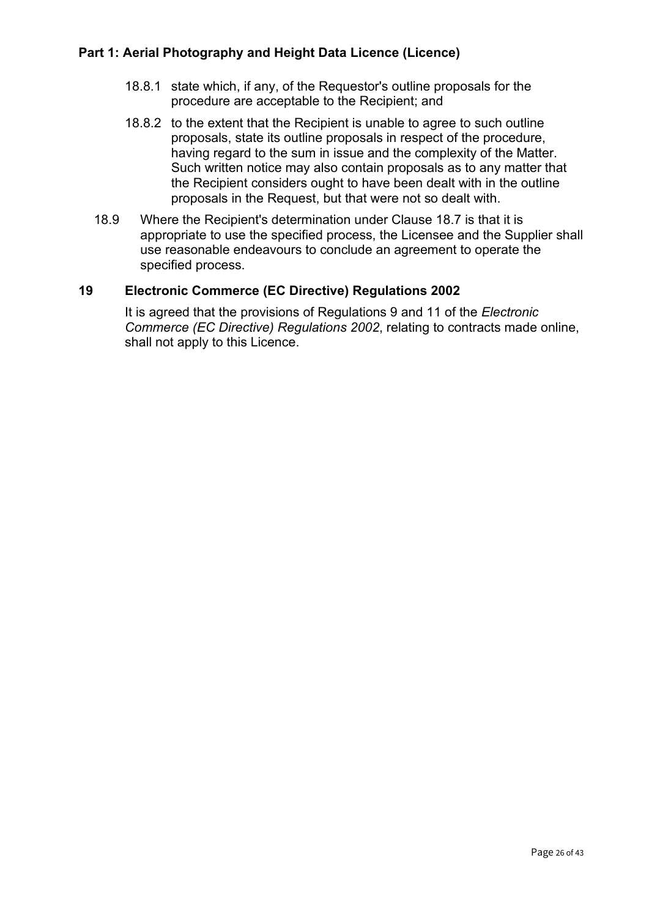18.8.1 state which, if any, of the Requestor's outline proposals for the procedure are acceptable to the Recipient; and

18.8.2 to the extent that the Recipient is unable to agree to such outline proposals, state its outline proposals in respect of the procedure, having regard to the sum in issue and the complexity of the Matter. Such written notice may also contain proposals as to any matter that the Recipient considers ought to have been dealt with in the outline proposals in the Request, but that were not so dealt with.

18.9 Where the Recipient's determination under Clause 18.7 is that it is appropriate to use the specified process, the Licensee and the Supplier shall use reasonable endeavours to conclude an agreement to operate the specified process.

## 19 Electronic Commerce (EC Directive) Regulations 2002

It is agreed that the provisions of Regulations 9 and 11 of the *Electronic Commerce (EC Directive) Regulations 2002*, relating to contracts made online, shall not apply to this Licence.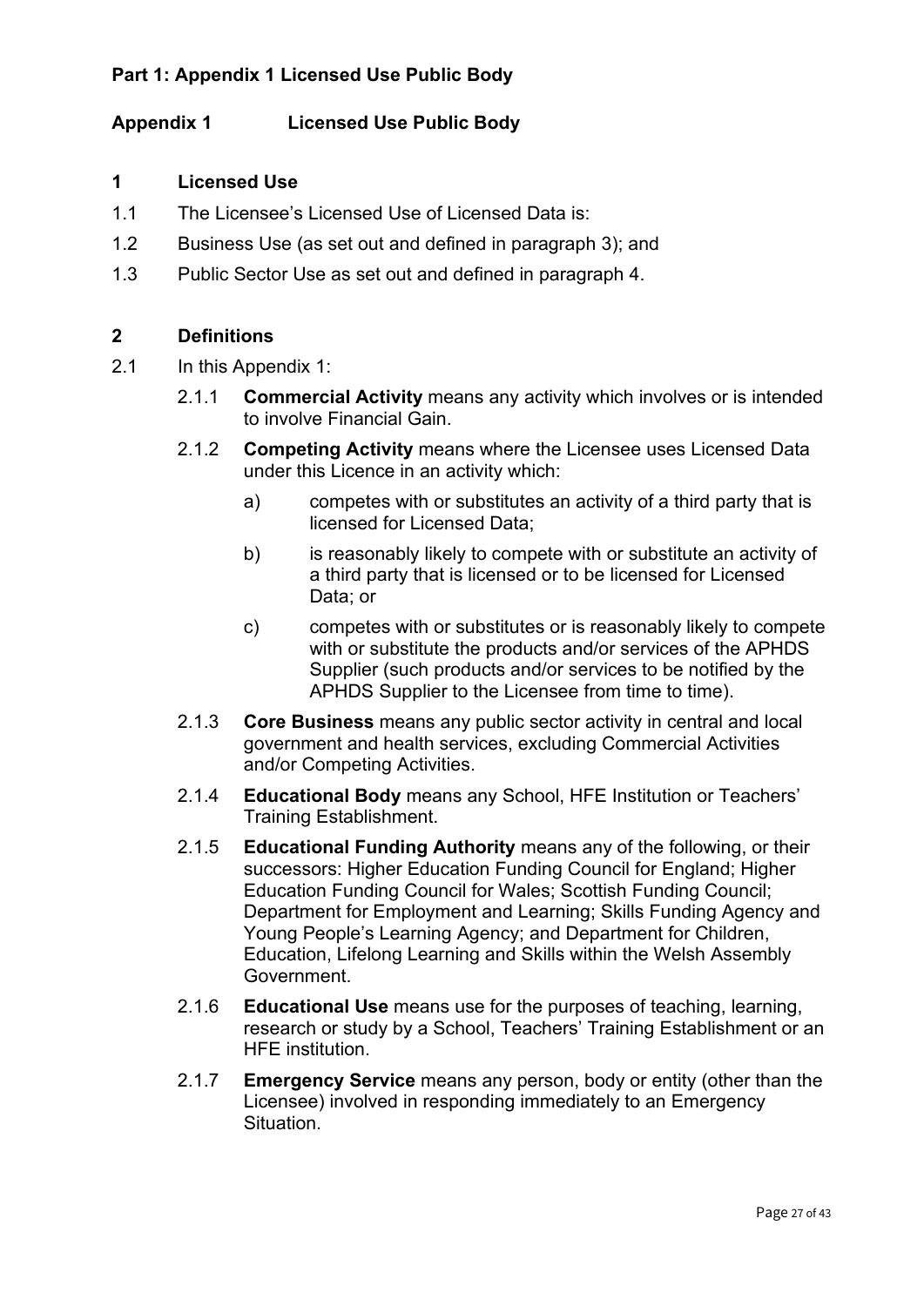**Part 1: Appendix 1 Licensed Use Public Body**

## Appendix 1 Licensed Use Public Body

### 1 Licensed Use

1.1 The Licensee's Licensed Use of Licensed Data is:

1.2 Business Use (as set out and defined in paragraph 3); and

1.3 Public Sector Use as set out and defined in paragraph 4.

### 2 Definitions

2.1 In this Appendix 1:

2.1.1 **Commercial Activity** means any activity which involves or is intended to involve Financial Gain.

2.1.2 **Competing Activity** means where the Licensee uses Licensed Data under this Licence in an activity which:

a) competes with or substitutes an activity of a third party that is licensed for Licensed Data;

b) is reasonably likely to compete with or substitute an activity of a third party that is licensed or to be licensed for Licensed Data; or

c) competes with or substitutes or is reasonably likely to compete with or substitute the products and/or services of the APHDS Supplier (such products and/or services to be notified by the APHDS Supplier to the Licensee from time to time).

2.1.3 **Core Business** means any public sector activity in central and local government and health services, excluding Commercial Activities and/or Competing Activities.

2.1.4 **Educational Body** means any School, HFE Institution or Teachers' Training Establishment.

2.1.5 **Educational Funding Authority** means any of the following, or their successors: Higher Education Funding Council for England; Higher Education Funding Council for Wales; Scottish Funding Council; Department for Employment and Learning; Skills Funding Agency and Young People's Learning Agency; and Department for Children, Education, Lifelong Learning and Skills within the Welsh Assembly Government.

2.1.6 **Educational Use** means use for the purposes of teaching, learning, research or study by a School, Teachers' Training Establishment or an HFE institution.

2.1.7 **Emergency Service** means any person, body or entity (other than the Licensee) involved in responding immediately to an Emergency Situation.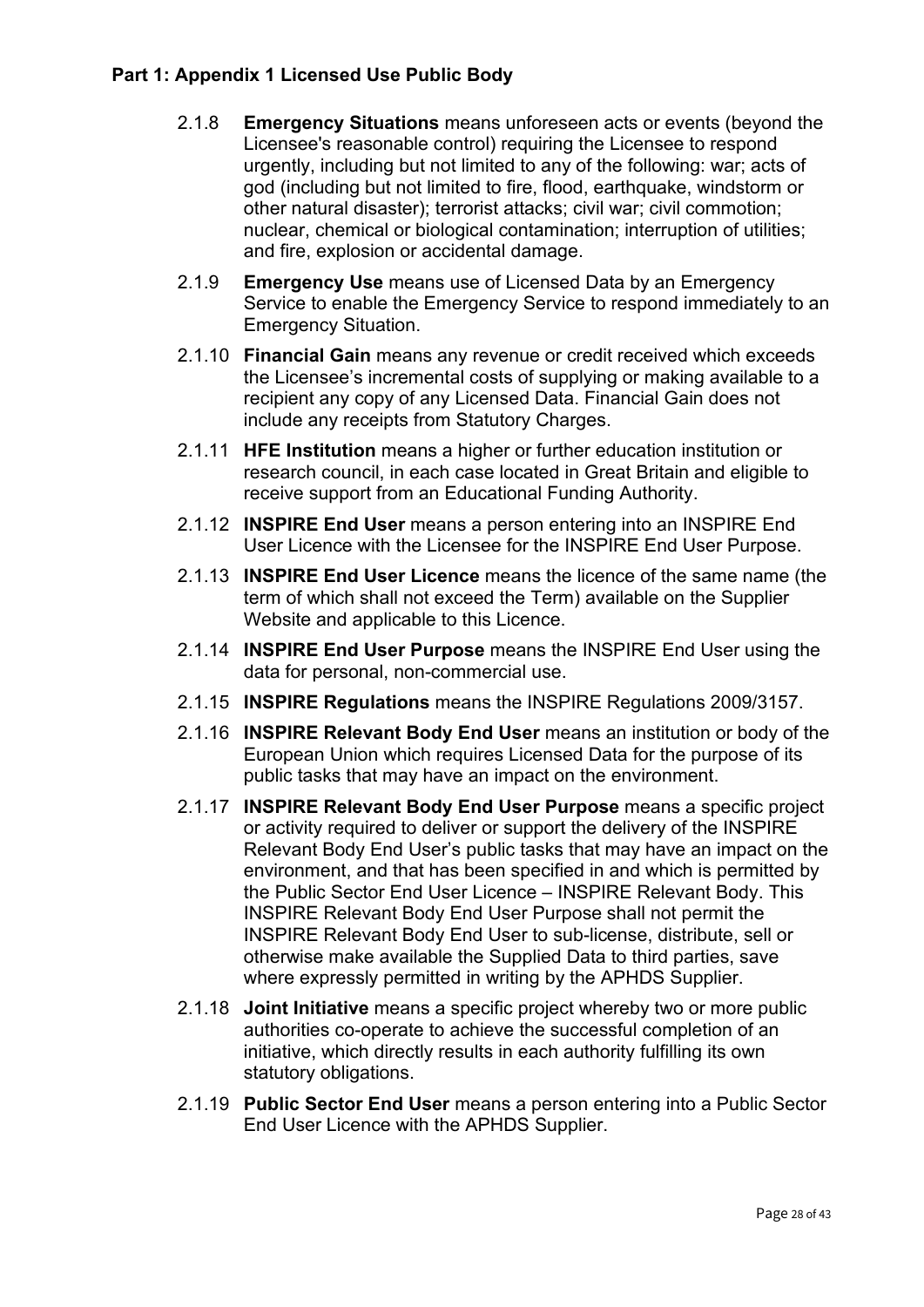**Part 1: Appendix 1 Licensed Use Public Body**

2.1.8 **Emergency Situations** means unforeseen acts or events (beyond the Licensee's reasonable control) requiring the Licensee to respond urgently, including but not limited to any of the following: war; acts of god (including but not limited to fire, flood, earthquake, windstorm or other natural disaster); terrorist attacks; civil war; civil commotion; nuclear, chemical or biological contamination; interruption of utilities; and fire, explosion or accidental damage.

2.1.9 **Emergency Use** means use of Licensed Data by an Emergency Service to enable the Emergency Service to respond immediately to an Emergency Situation.

2.1.10 **Financial Gain** means any revenue or credit received which exceeds the Licensee's incremental costs of supplying or making available to a recipient any copy of any Licensed Data. Financial Gain does not include any receipts from Statutory Charges.

2.1.11 **HFE Institution** means a higher or further education institution or research council, in each case located in Great Britain and eligible to receive support from an Educational Funding Authority.

2.1.12 **INSPIRE End User** means a person entering into an INSPIRE End User Licence with the Licensee for the INSPIRE End User Purpose.

2.1.13 **INSPIRE End User Licence** means the licence of the same name (the term of which shall not exceed the Term) available on the Supplier Website and applicable to this Licence.

2.1.14 **INSPIRE End User Purpose** means the INSPIRE End User using the data for personal, non-commercial use.

2.1.15 **INSPIRE Regulations** means the INSPIRE Regulations 2009/3157.

2.1.16 **INSPIRE Relevant Body End User** means an institution or body of the European Union which requires Licensed Data for the purpose of its public tasks that may have an impact on the environment.

2.1.17 **INSPIRE Relevant Body End User Purpose** means a specific project or activity required to deliver or support the delivery of the INSPIRE Relevant Body End User's public tasks that may have an impact on the environment, and that has been specified in and which is permitted by the Public Sector End User Licence – INSPIRE Relevant Body. This INSPIRE Relevant Body End User Purpose shall not permit the INSPIRE Relevant Body End User to sub-license, distribute, sell or otherwise make available the Supplied Data to third parties, save where expressly permitted in writing by the APHDS Supplier.

2.1.18 **Joint Initiative** means a specific project whereby two or more public authorities co-operate to achieve the successful completion of an initiative, which directly results in each authority fulfilling its own statutory obligations.

2.1.19 **Public Sector End User** means a person entering into a Public Sector End User Licence with the APHDS Supplier.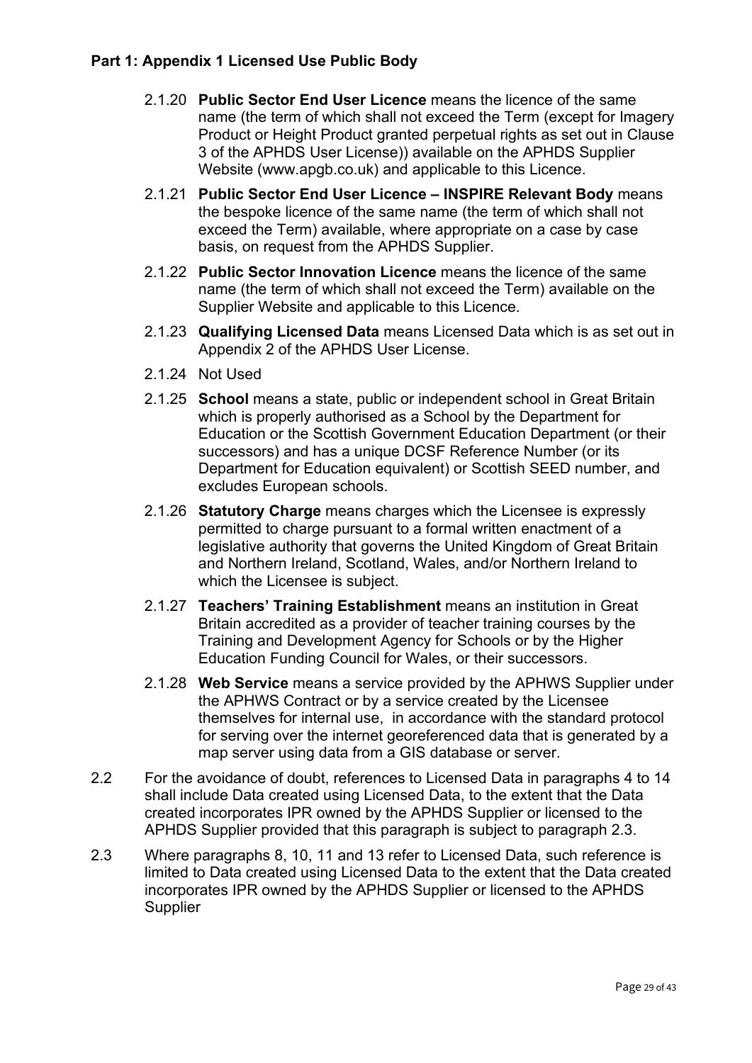**Part 1: Appendix 1 Licensed Use Public Body**

2.1.20 **Public Sector End User Licence** means the licence of the same name (the term of which shall not exceed the Term (except for Imagery Product or Height Product granted perpetual rights as set out in Clause 3 of the APHDS User License)) available on the APHDS Supplier Website (www.apgb.co.uk) and applicable to this Licence.

2.1.21 **Public Sector End User Licence – INSPIRE Relevant Body** means the bespoke licence of the same name (the term of which shall not exceed the Term) available, where appropriate on a case by case basis, on request from the APHDS Supplier.

2.1.22 **Public Sector Innovation Licence** means the licence of the same name (the term of which shall not exceed the Term) available on the Supplier Website and applicable to this Licence.

2.1.23 **Qualifying Licensed Data** means Licensed Data which is as set out in Appendix 2 of the APHDS User License.

2.1.24 Not Used

2.1.25 **School** means a state, public or independent school in Great Britain which is properly authorised as a School by the Department for Education or the Scottish Government Education Department (or their successors) and has a unique DCSF Reference Number (or its Department for Education equivalent) or Scottish SEED number, and excludes European schools.

2.1.26 **Statutory Charge** means charges which the Licensee is expressly permitted to charge pursuant to a formal written enactment of a legislative authority that governs the United Kingdom of Great Britain and Northern Ireland, Scotland, Wales, and/or Northern Ireland to which the Licensee is subject.

2.1.27 **Teachers' Training Establishment** means an institution in Great Britain accredited as a provider of teacher training courses by the Training and Development Agency for Schools or by the Higher Education Funding Council for Wales, or their successors.

2.1.28 **Web Service** means a service provided by the APHWS Supplier under the APHWS Contract or by a service created by the Licensee themselves for internal use, in accordance with the standard protocol for serving over the internet georeferenced data that is generated by a map server using data from a GIS database or server.

2.2 For the avoidance of doubt, references to Licensed Data in paragraphs 4 to 14 shall include Data created using Licensed Data, to the extent that the Data created incorporates IPR owned by the APHDS Supplier or licensed to the APHDS Supplier provided that this paragraph is subject to paragraph 2.3.

2.3 Where paragraphs 8, 10, 11 and 13 refer to Licensed Data, such reference is limited to Data created using Licensed Data to the extent that the Data created incorporates IPR owned by the APHDS Supplier or licensed to the APHDS Supplier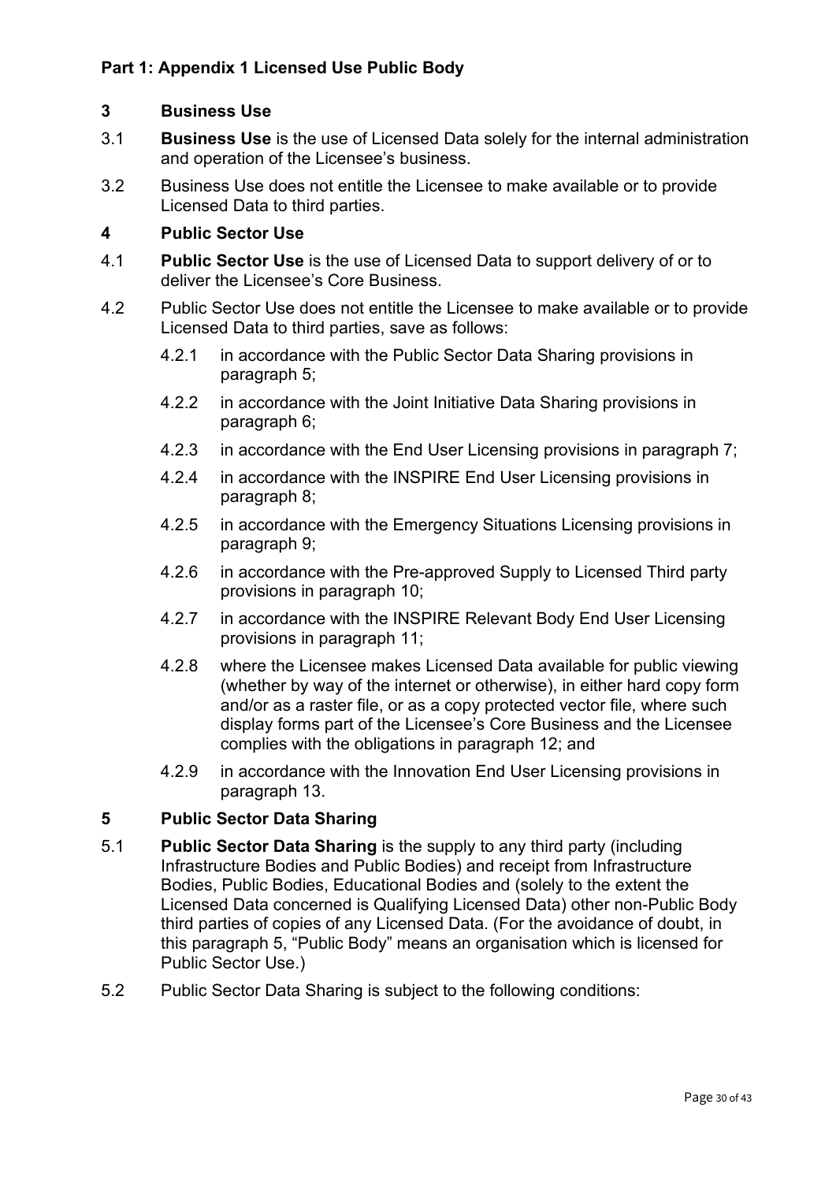**Part 1: Appendix 1 Licensed Use Public Body**

## 3 Business Use

3.1 **Business Use** is the use of Licensed Data solely for the internal administration and operation of the Licensee's business.

3.2 Business Use does not entitle the Licensee to make available or to provide Licensed Data to third parties.

## 4 Public Sector Use

4.1 **Public Sector Use** is the use of Licensed Data to support delivery of or to deliver the Licensee's Core Business.

4.2 Public Sector Use does not entitle the Licensee to make available or to provide Licensed Data to third parties, save as follows:

4.2.1 in accordance with the Public Sector Data Sharing provisions in paragraph 5;

4.2.2 in accordance with the Joint Initiative Data Sharing provisions in paragraph 6;

4.2.3 in accordance with the End User Licensing provisions in paragraph 7;

4.2.4 in accordance with the INSPIRE End User Licensing provisions in paragraph 8;

4.2.5 in accordance with the Emergency Situations Licensing provisions in paragraph 9;

4.2.6 in accordance with the Pre-approved Supply to Licensed Third party provisions in paragraph 10;

4.2.7 in accordance with the INSPIRE Relevant Body End User Licensing provisions in paragraph 11;

4.2.8 where the Licensee makes Licensed Data available for public viewing (whether by way of the internet or otherwise), in either hard copy form and/or as a raster file, or as a copy protected vector file, where such display forms part of the Licensee's Core Business and the Licensee complies with the obligations in paragraph 12; and

4.2.9 in accordance with the Innovation End User Licensing provisions in paragraph 13.

## 5 Public Sector Data Sharing

5.1 **Public Sector Data Sharing** is the supply to any third party (including Infrastructure Bodies and Public Bodies) and receipt from Infrastructure Bodies, Public Bodies, Educational Bodies and (solely to the extent the Licensed Data concerned is Qualifying Licensed Data) other non-Public Body third parties of copies of any Licensed Data. (For the avoidance of doubt, in this paragraph 5, "Public Body" means an organisation which is licensed for Public Sector Use.)

5.2 Public Sector Data Sharing is subject to the following conditions: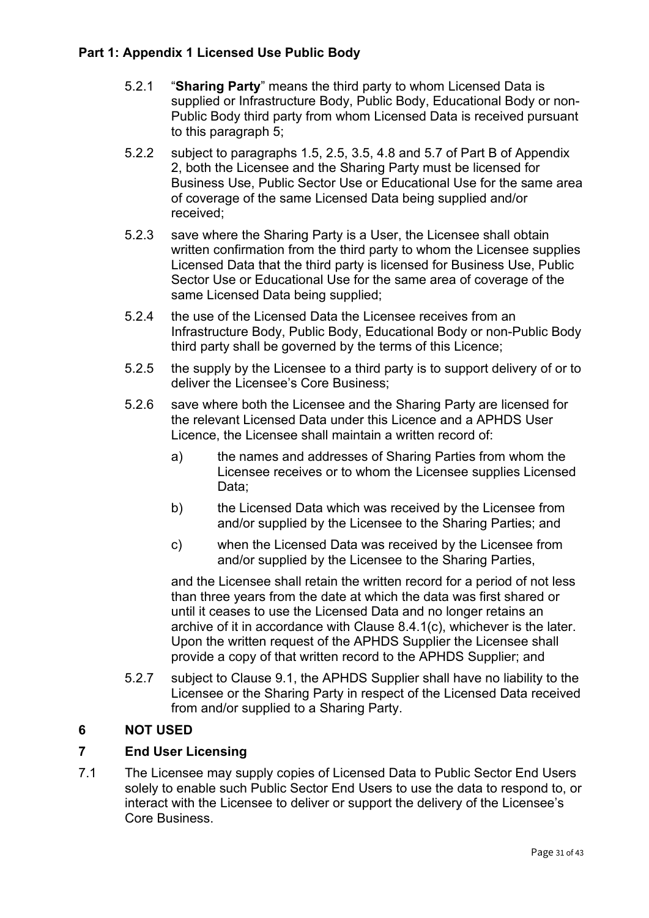**Part 1: Appendix 1 Licensed Use Public Body**

5.2.1 "**Sharing Party**" means the third party to whom Licensed Data is supplied or Infrastructure Body, Public Body, Educational Body or non-Public Body third party from whom Licensed Data is received pursuant to this paragraph 5;

5.2.2 subject to paragraphs 1.5, 2.5, 3.5, 4.8 and 5.7 of Part B of Appendix 2, both the Licensee and the Sharing Party must be licensed for Business Use, Public Sector Use or Educational Use for the same area of coverage of the same Licensed Data being supplied and/or received;

5.2.3 save where the Sharing Party is a User, the Licensee shall obtain written confirmation from the third party to whom the Licensee supplies Licensed Data that the third party is licensed for Business Use, Public Sector Use or Educational Use for the same area of coverage of the same Licensed Data being supplied;

5.2.4 the use of the Licensed Data the Licensee receives from an Infrastructure Body, Public Body, Educational Body or non-Public Body third party shall be governed by the terms of this Licence;

5.2.5 the supply by the Licensee to a third party is to support delivery of or to deliver the Licensee's Core Business;

5.2.6 save where both the Licensee and the Sharing Party are licensed for the relevant Licensed Data under this Licence and a APHDS User Licence, the Licensee shall maintain a written record of:

a) the names and addresses of Sharing Parties from whom the Licensee receives or to whom the Licensee supplies Licensed Data;

b) the Licensed Data which was received by the Licensee from and/or supplied by the Licensee to the Sharing Parties; and

c) when the Licensed Data was received by the Licensee from and/or supplied by the Licensee to the Sharing Parties,

and the Licensee shall retain the written record for a period of not less than three years from the date at which the data was first shared or until it ceases to use the Licensed Data and no longer retains an archive of it in accordance with Clause 8.4.1(c), whichever is the later. Upon the written request of the APHDS Supplier the Licensee shall provide a copy of that written record to the APHDS Supplier; and

5.2.7 subject to Clause 9.1, the APHDS Supplier shall have no liability to the Licensee or the Sharing Party in respect of the Licensed Data received from and/or supplied to a Sharing Party.

## 6 NOT USED

## 7 End User Licensing

7.1 The Licensee may supply copies of Licensed Data to Public Sector End Users solely to enable such Public Sector End Users to use the data to respond to, or interact with the Licensee to deliver or support the delivery of the Licensee's Core Business.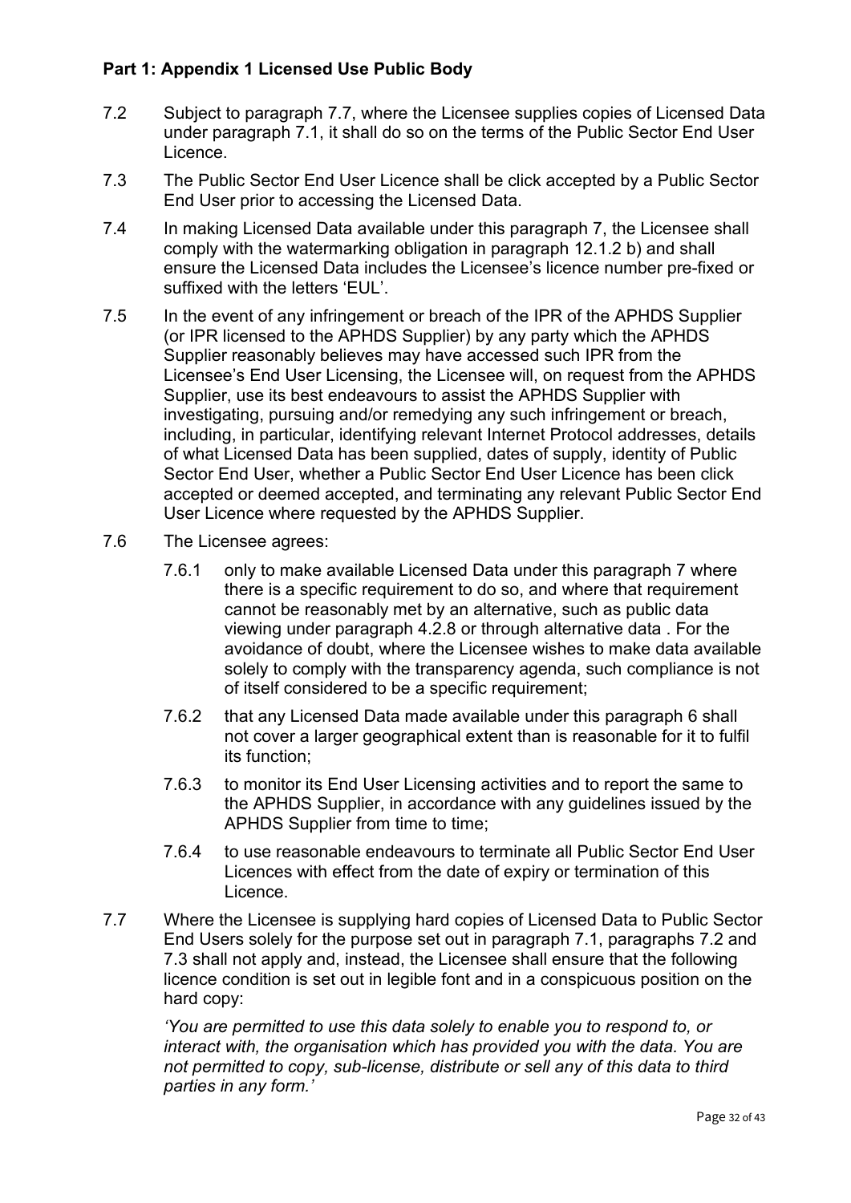**Part 1: Appendix 1 Licensed Use Public Body**

7.2 Subject to paragraph 7.7, where the Licensee supplies copies of Licensed Data under paragraph 7.1, it shall do so on the terms of the Public Sector End User Licence.

7.3 The Public Sector End User Licence shall be click accepted by a Public Sector End User prior to accessing the Licensed Data.

7.4 In making Licensed Data available under this paragraph 7, the Licensee shall comply with the watermarking obligation in paragraph 12.1.2 b) and shall ensure the Licensed Data includes the Licensee's licence number pre-fixed or suffixed with the letters 'EUL'.

7.5 In the event of any infringement or breach of the IPR of the APHDS Supplier (or IPR licensed to the APHDS Supplier) by any party which the APHDS Supplier reasonably believes may have accessed such IPR from the Licensee's End User Licensing, the Licensee will, on request from the APHDS Supplier, use its best endeavours to assist the APHDS Supplier with investigating, pursuing and/or remedying any such infringement or breach, including, in particular, identifying relevant Internet Protocol addresses, details of what Licensed Data has been supplied, dates of supply, identity of Public Sector End User, whether a Public Sector End User Licence has been click accepted or deemed accepted, and terminating any relevant Public Sector End User Licence where requested by the APHDS Supplier.

7.6 The Licensee agrees:

7.6.1 only to make available Licensed Data under this paragraph 7 where there is a specific requirement to do so, and where that requirement cannot be reasonably met by an alternative, such as public data viewing under paragraph 4.2.8 or through alternative data . For the avoidance of doubt, where the Licensee wishes to make data available solely to comply with the transparency agenda, such compliance is not of itself considered to be a specific requirement;

7.6.2 that any Licensed Data made available under this paragraph 6 shall not cover a larger geographical extent than is reasonable for it to fulfil its function;

7.6.3 to monitor its End User Licensing activities and to report the same to the APHDS Supplier, in accordance with any guidelines issued by the APHDS Supplier from time to time;

7.6.4 to use reasonable endeavours to terminate all Public Sector End User Licences with effect from the date of expiry or termination of this Licence.

7.7 Where the Licensee is supplying hard copies of Licensed Data to Public Sector End Users solely for the purpose set out in paragraph 7.1, paragraphs 7.2 and 7.3 shall not apply and, instead, the Licensee shall ensure that the following licence condition is set out in legible font and in a conspicuous position on the hard copy:

*'You are permitted to use this data solely to enable you to respond to, or interact with, the organisation which has provided you with the data. You are not permitted to copy, sub-license, distribute or sell any of this data to third parties in any form.'*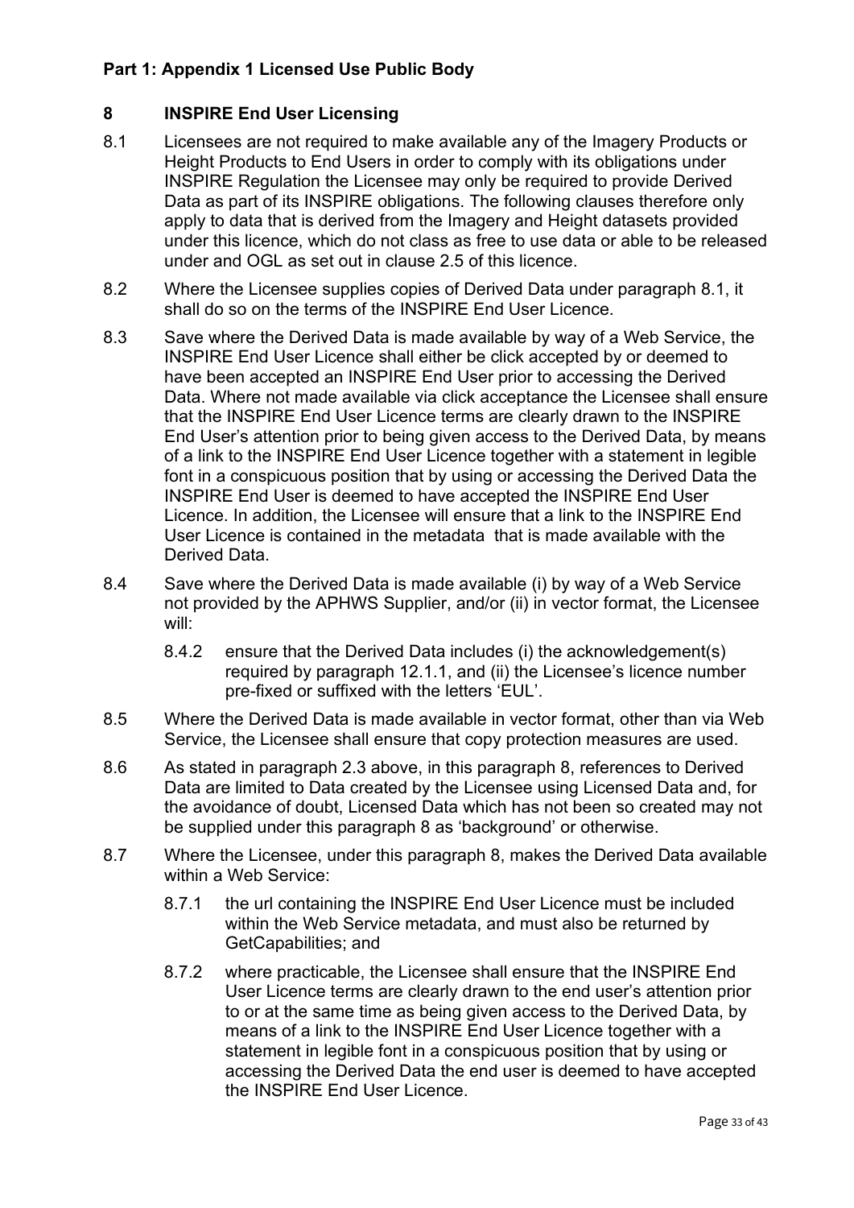**Part 1: Appendix 1 Licensed Use Public Body**

## 8 INSPIRE End User Licensing

8.1 Licensees are not required to make available any of the Imagery Products or Height Products to End Users in order to comply with its obligations under INSPIRE Regulation the Licensee may only be required to provide Derived Data as part of its INSPIRE obligations. The following clauses therefore only apply to data that is derived from the Imagery and Height datasets provided under this licence, which do not class as free to use data or able to be released under and OGL as set out in clause 2.5 of this licence.

8.2 Where the Licensee supplies copies of Derived Data under paragraph 8.1, it shall do so on the terms of the INSPIRE End User Licence.

8.3 Save where the Derived Data is made available by way of a Web Service, the INSPIRE End User Licence shall either be click accepted by or deemed to have been accepted an INSPIRE End User prior to accessing the Derived Data. Where not made available via click acceptance the Licensee shall ensure that the INSPIRE End User Licence terms are clearly drawn to the INSPIRE End User's attention prior to being given access to the Derived Data, by means of a link to the INSPIRE End User Licence together with a statement in legible font in a conspicuous position that by using or accessing the Derived Data the INSPIRE End User is deemed to have accepted the INSPIRE End User Licence. In addition, the Licensee will ensure that a link to the INSPIRE End User Licence is contained in the metadata that is made available with the Derived Data.

8.4 Save where the Derived Data is made available (i) by way of a Web Service not provided by the APHWS Supplier, and/or (ii) in vector format, the Licensee will:

 8.4.2 ensure that the Derived Data includes (i) the acknowledgement(s) required by paragraph 12.1.1, and (ii) the Licensee's licence number pre-fixed or suffixed with the letters 'EUL'.

8.5 Where the Derived Data is made available in vector format, other than via Web Service, the Licensee shall ensure that copy protection measures are used.

8.6 As stated in paragraph 2.3 above, in this paragraph 8, references to Derived Data are limited to Data created by the Licensee using Licensed Data and, for the avoidance of doubt, Licensed Data which has not been so created may not be supplied under this paragraph 8 as 'background' or otherwise.

8.7 Where the Licensee, under this paragraph 8, makes the Derived Data available within a Web Service:

 8.7.1 the url containing the INSPIRE End User Licence must be included within the Web Service metadata, and must also be returned by GetCapabilities; and

 8.7.2 where practicable, the Licensee shall ensure that the INSPIRE End User Licence terms are clearly drawn to the end user's attention prior to or at the same time as being given access to the Derived Data, by means of a link to the INSPIRE End User Licence together with a statement in legible font in a conspicuous position that by using or accessing the Derived Data the end user is deemed to have accepted the INSPIRE End User Licence.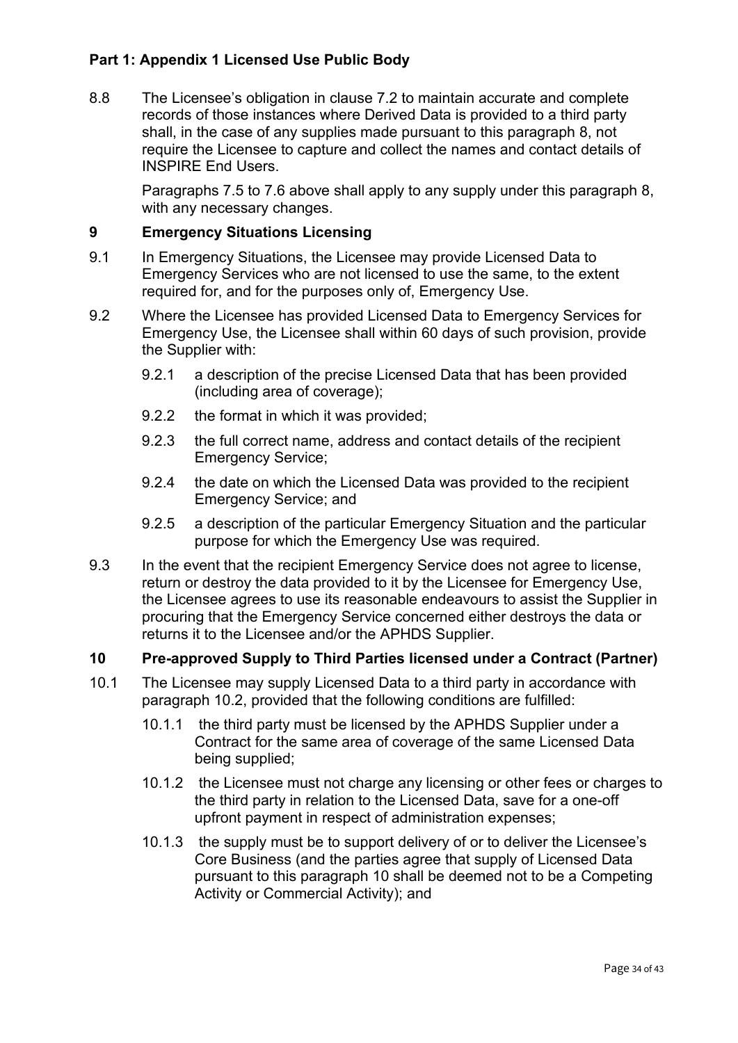**Part 1: Appendix 1 Licensed Use Public Body**

8.8 The Licensee's obligation in clause 7.2 to maintain accurate and complete records of those instances where Derived Data is provided to a third party shall, in the case of any supplies made pursuant to this paragraph 8, not require the Licensee to capture and collect the names and contact details of INSPIRE End Users.

Paragraphs 7.5 to 7.6 above shall apply to any supply under this paragraph 8, with any necessary changes.

## 9 Emergency Situations Licensing

9.1 In Emergency Situations, the Licensee may provide Licensed Data to Emergency Services who are not licensed to use the same, to the extent required for, and for the purposes only of, Emergency Use.

9.2 Where the Licensee has provided Licensed Data to Emergency Services for Emergency Use, the Licensee shall within 60 days of such provision, provide the Supplier with:

9.2.1 a description of the precise Licensed Data that has been provided (including area of coverage);

9.2.2 the format in which it was provided;

9.2.3 the full correct name, address and contact details of the recipient Emergency Service;

9.2.4 the date on which the Licensed Data was provided to the recipient Emergency Service; and

9.2.5 a description of the particular Emergency Situation and the particular purpose for which the Emergency Use was required.

9.3 In the event that the recipient Emergency Service does not agree to license, return or destroy the data provided to it by the Licensee for Emergency Use, the Licensee agrees to use its reasonable endeavours to assist the Supplier in procuring that the Emergency Service concerned either destroys the data or returns it to the Licensee and/or the APHDS Supplier.

## 10 Pre-approved Supply to Third Parties licensed under a Contract (Partner)

10.1 The Licensee may supply Licensed Data to a third party in accordance with paragraph 10.2, provided that the following conditions are fulfilled:

10.1.1 the third party must be licensed by the APHDS Supplier under a Contract for the same area of coverage of the same Licensed Data being supplied;

10.1.2 the Licensee must not charge any licensing or other fees or charges to the third party in relation to the Licensed Data, save for a one-off upfront payment in respect of administration expenses;

10.1.3 the supply must be to support delivery of or to deliver the Licensee's Core Business (and the parties agree that supply of Licensed Data pursuant to this paragraph 10 shall be deemed not to be a Competing Activity or Commercial Activity); and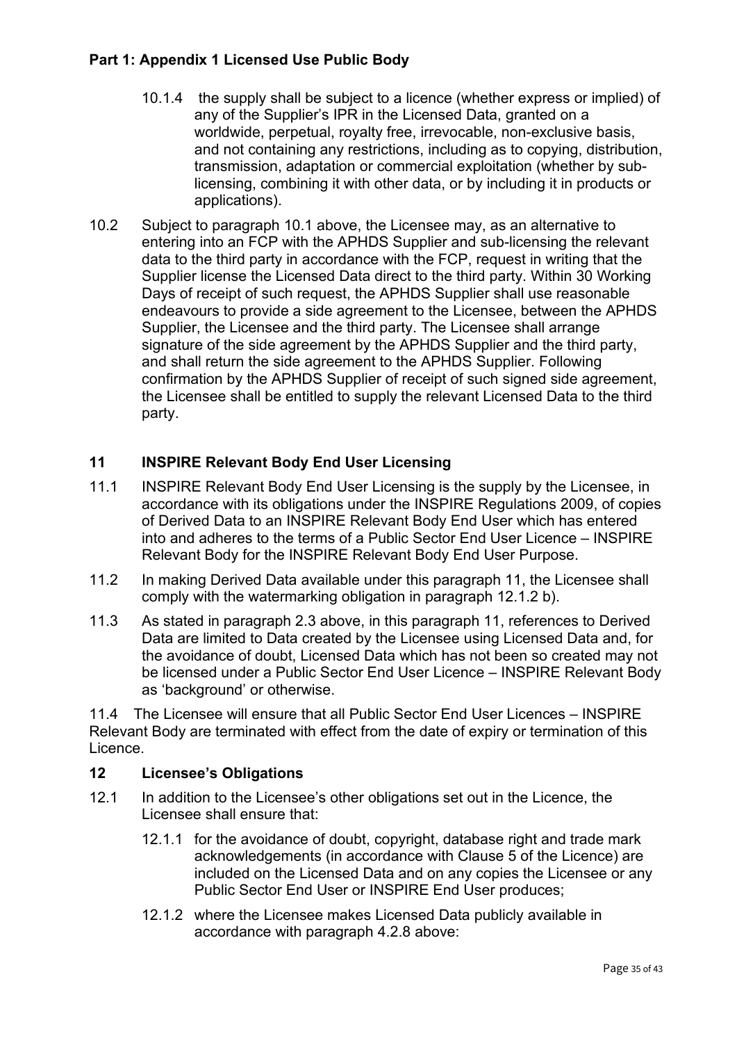**Part 1: Appendix 1 Licensed Use Public Body**

10.1.4 the supply shall be subject to a licence (whether express or implied) of any of the Supplier's IPR in the Licensed Data, granted on a worldwide, perpetual, royalty free, irrevocable, non-exclusive basis, and not containing any restrictions, including as to copying, distribution, transmission, adaptation or commercial exploitation (whether by sub-licensing, combining it with other data, or by including it in products or applications).

10.2 Subject to paragraph 10.1 above, the Licensee may, as an alternative to entering into an FCP with the APHDS Supplier and sub-licensing the relevant data to the third party in accordance with the FCP, request in writing that the Supplier license the Licensed Data direct to the third party. Within 30 Working Days of receipt of such request, the APHDS Supplier shall use reasonable endeavours to provide a side agreement to the Licensee, between the APHDS Supplier, the Licensee and the third party. The Licensee shall arrange signature of the side agreement by the APHDS Supplier and the third party, and shall return the side agreement to the APHDS Supplier. Following confirmation by the APHDS Supplier of receipt of such signed side agreement, the Licensee shall be entitled to supply the relevant Licensed Data to the third party.

## 11 INSPIRE Relevant Body End User Licensing

11.1 INSPIRE Relevant Body End User Licensing is the supply by the Licensee, in accordance with its obligations under the INSPIRE Regulations 2009, of copies of Derived Data to an INSPIRE Relevant Body End User which has entered into and adheres to the terms of a Public Sector End User Licence – INSPIRE Relevant Body for the INSPIRE Relevant Body End User Purpose.

11.2 In making Derived Data available under this paragraph 11, the Licensee shall comply with the watermarking obligation in paragraph 12.1.2 b).

11.3 As stated in paragraph 2.3 above, in this paragraph 11, references to Derived Data are limited to Data created by the Licensee using Licensed Data and, for the avoidance of doubt, Licensed Data which has not been so created may not be licensed under a Public Sector End User Licence – INSPIRE Relevant Body as 'background' or otherwise.

11.4 The Licensee will ensure that all Public Sector End User Licences – INSPIRE Relevant Body are terminated with effect from the date of expiry or termination of this Licence.

## 12 Licensee's Obligations

12.1 In addition to the Licensee's other obligations set out in the Licence, the Licensee shall ensure that:

12.1.1 for the avoidance of doubt, copyright, database right and trade mark acknowledgements (in accordance with Clause 5 of the Licence) are included on the Licensed Data and on any copies the Licensee or any Public Sector End User or INSPIRE End User produces;

12.1.2 where the Licensee makes Licensed Data publicly available in accordance with paragraph 4.2.8 above: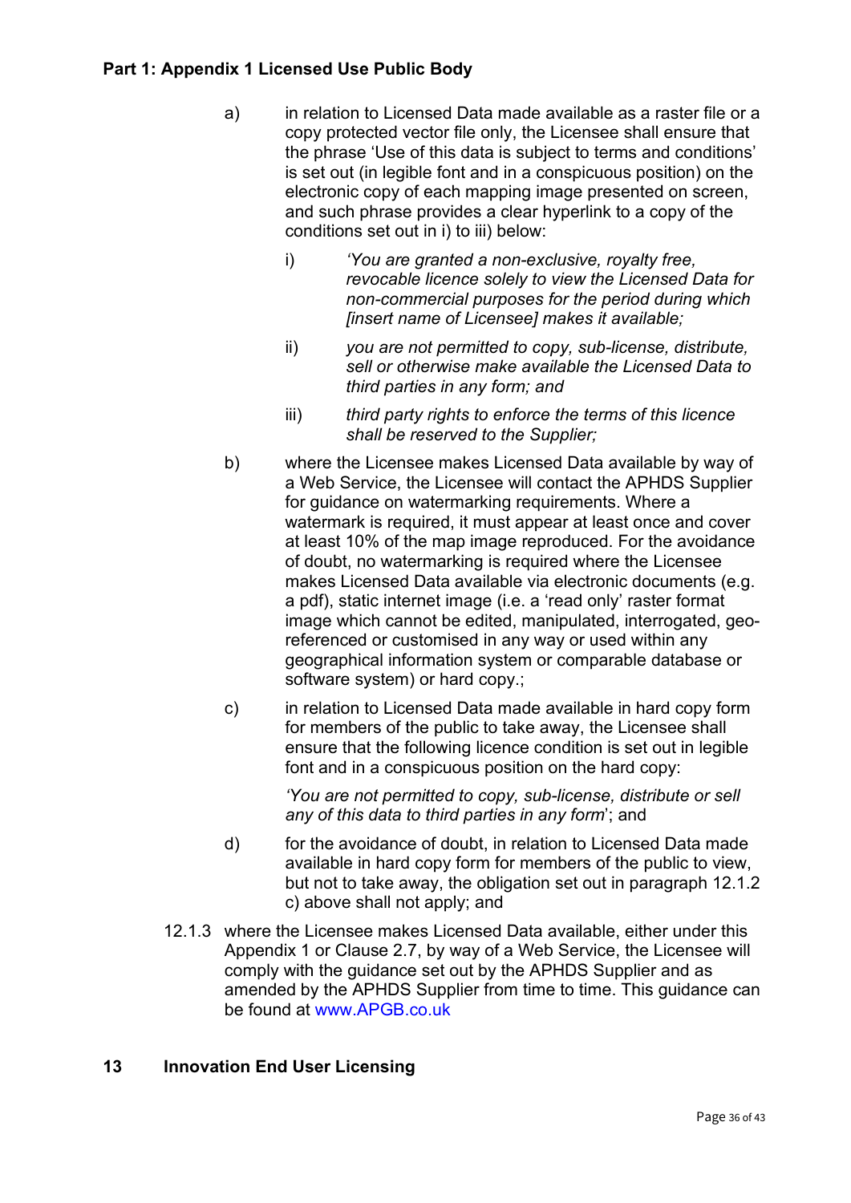**Part 1: Appendix 1 Licensed Use Public Body**

a) in relation to Licensed Data made available as a raster file or a copy protected vector file only, the Licensee shall ensure that the phrase 'Use of this data is subject to terms and conditions' is set out (in legible font and in a conspicuous position) on the electronic copy of each mapping image presented on screen, and such phrase provides a clear hyperlink to a copy of the conditions set out in i) to iii) below:

   i) *'You are granted a non-exclusive, royalty free, revocable licence solely to view the Licensed Data for non-commercial purposes for the period during which [insert name of Licensee] makes it available;*

   ii) *you are not permitted to copy, sub-license, distribute, sell or otherwise make available the Licensed Data to third parties in any form; and*

   iii) *third party rights to enforce the terms of this licence shall be reserved to the Supplier;*

b) where the Licensee makes Licensed Data available by way of a Web Service, the Licensee will contact the APHDS Supplier for guidance on watermarking requirements. Where a watermark is required, it must appear at least once and cover at least 10% of the map image reproduced. For the avoidance of doubt, no watermarking is required where the Licensee makes Licensed Data available via electronic documents (e.g. a pdf), static internet image (i.e. a 'read only' raster format image which cannot be edited, manipulated, interrogated, geo-referenced or customised in any way or used within any geographical information system or comparable database or software system) or hard copy.;

c) in relation to Licensed Data made available in hard copy form for members of the public to take away, the Licensee shall ensure that the following licence condition is set out in legible font and in a conspicuous position on the hard copy:

   *'You are not permitted to copy, sub-license, distribute or sell any of this data to third parties in any form*'; and

d) for the avoidance of doubt, in relation to Licensed Data made available in hard copy form for members of the public to view, but not to take away, the obligation set out in paragraph 12.1.2 c) above shall not apply; and

12.1.3 where the Licensee makes Licensed Data available, either under this Appendix 1 or Clause 2.7, by way of a Web Service, the Licensee will comply with the guidance set out by the APHDS Supplier and as amended by the APHDS Supplier from time to time. This guidance can be found at www.APGB.co.uk

## 13 Innovation End User Licensing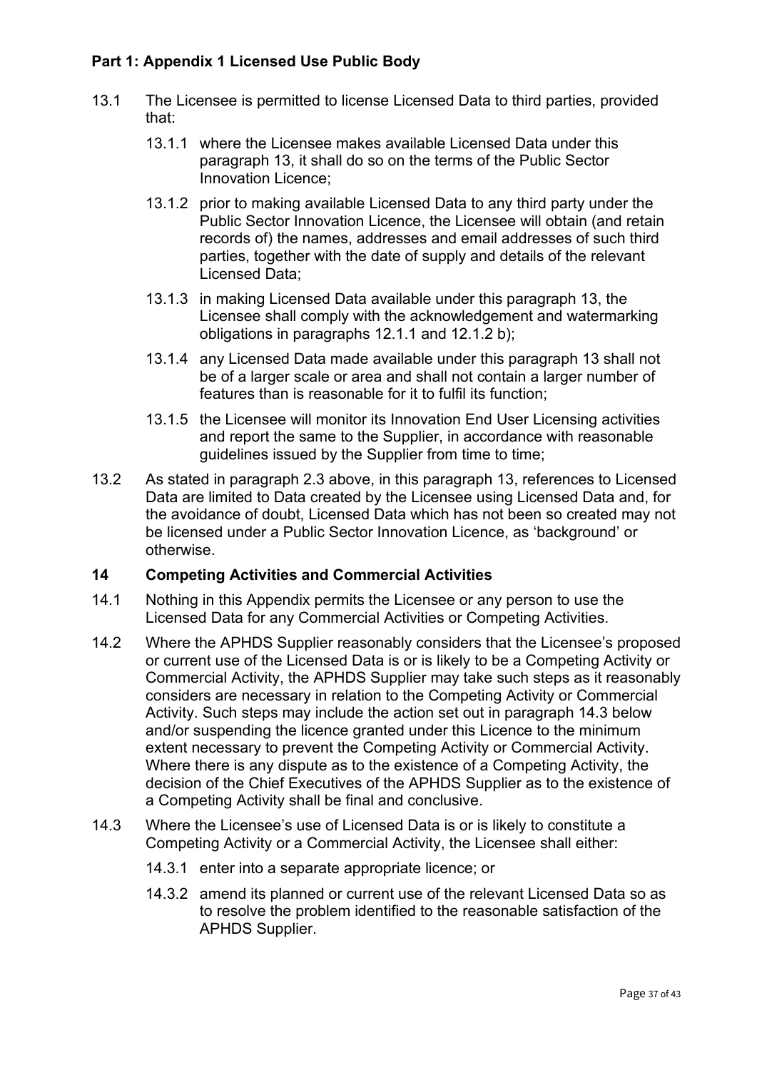**Part 1: Appendix 1 Licensed Use Public Body**

13.1 The Licensee is permitted to license Licensed Data to third parties, provided that:

13.1.1 where the Licensee makes available Licensed Data under this paragraph 13, it shall do so on the terms of the Public Sector Innovation Licence;

13.1.2 prior to making available Licensed Data to any third party under the Public Sector Innovation Licence, the Licensee will obtain (and retain records of) the names, addresses and email addresses of such third parties, together with the date of supply and details of the relevant Licensed Data;

13.1.3 in making Licensed Data available under this paragraph 13, the Licensee shall comply with the acknowledgement and watermarking obligations in paragraphs 12.1.1 and 12.1.2 b);

13.1.4 any Licensed Data made available under this paragraph 13 shall not be of a larger scale or area and shall not contain a larger number of features than is reasonable for it to fulfil its function;

13.1.5 the Licensee will monitor its Innovation End User Licensing activities and report the same to the Supplier, in accordance with reasonable guidelines issued by the Supplier from time to time;

13.2 As stated in paragraph 2.3 above, in this paragraph 13, references to Licensed Data are limited to Data created by the Licensee using Licensed Data and, for the avoidance of doubt, Licensed Data which has not been so created may not be licensed under a Public Sector Innovation Licence, as 'background' or otherwise.

## 14 Competing Activities and Commercial Activities

14.1 Nothing in this Appendix permits the Licensee or any person to use the Licensed Data for any Commercial Activities or Competing Activities.

14.2 Where the APHDS Supplier reasonably considers that the Licensee's proposed or current use of the Licensed Data is or is likely to be a Competing Activity or Commercial Activity, the APHDS Supplier may take such steps as it reasonably considers are necessary in relation to the Competing Activity or Commercial Activity. Such steps may include the action set out in paragraph 14.3 below and/or suspending the licence granted under this Licence to the minimum extent necessary to prevent the Competing Activity or Commercial Activity. Where there is any dispute as to the existence of a Competing Activity, the decision of the Chief Executives of the APHDS Supplier as to the existence of a Competing Activity shall be final and conclusive.

14.3 Where the Licensee's use of Licensed Data is or is likely to constitute a Competing Activity or a Commercial Activity, the Licensee shall either:

14.3.1 enter into a separate appropriate licence; or

14.3.2 amend its planned or current use of the relevant Licensed Data so as to resolve the problem identified to the reasonable satisfaction of the APHDS Supplier.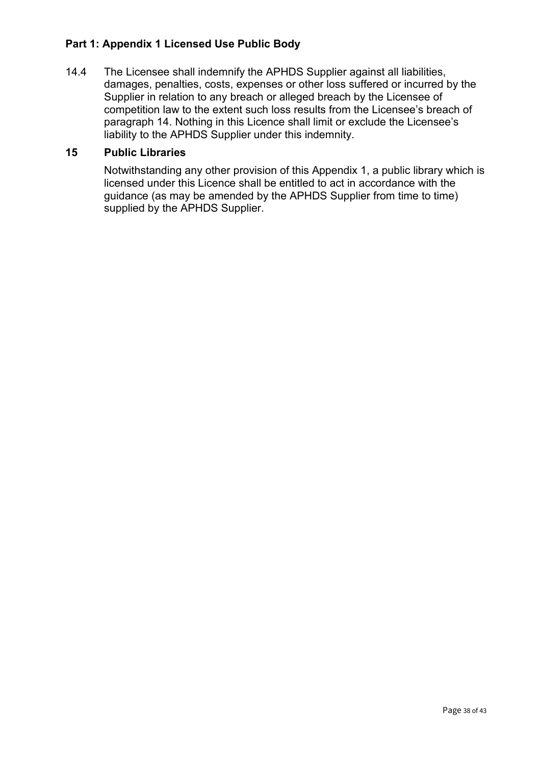**Part 1: Appendix 1 Licensed Use Public Body**

14.4 The Licensee shall indemnify the APHDS Supplier against all liabilities, damages, penalties, costs, expenses or other loss suffered or incurred by the Supplier in relation to any breach or alleged breach by the Licensee of competition law to the extent such loss results from the Licensee's breach of paragraph 14. Nothing in this Licence shall limit or exclude the Licensee's liability to the APHDS Supplier under this indemnity.

### 15 Public Libraries

Notwithstanding any other provision of this Appendix 1, a public library which is licensed under this Licence shall be entitled to act in accordance with the guidance (as may be amended by the APHDS Supplier from time to time) supplied by the APHDS Supplier.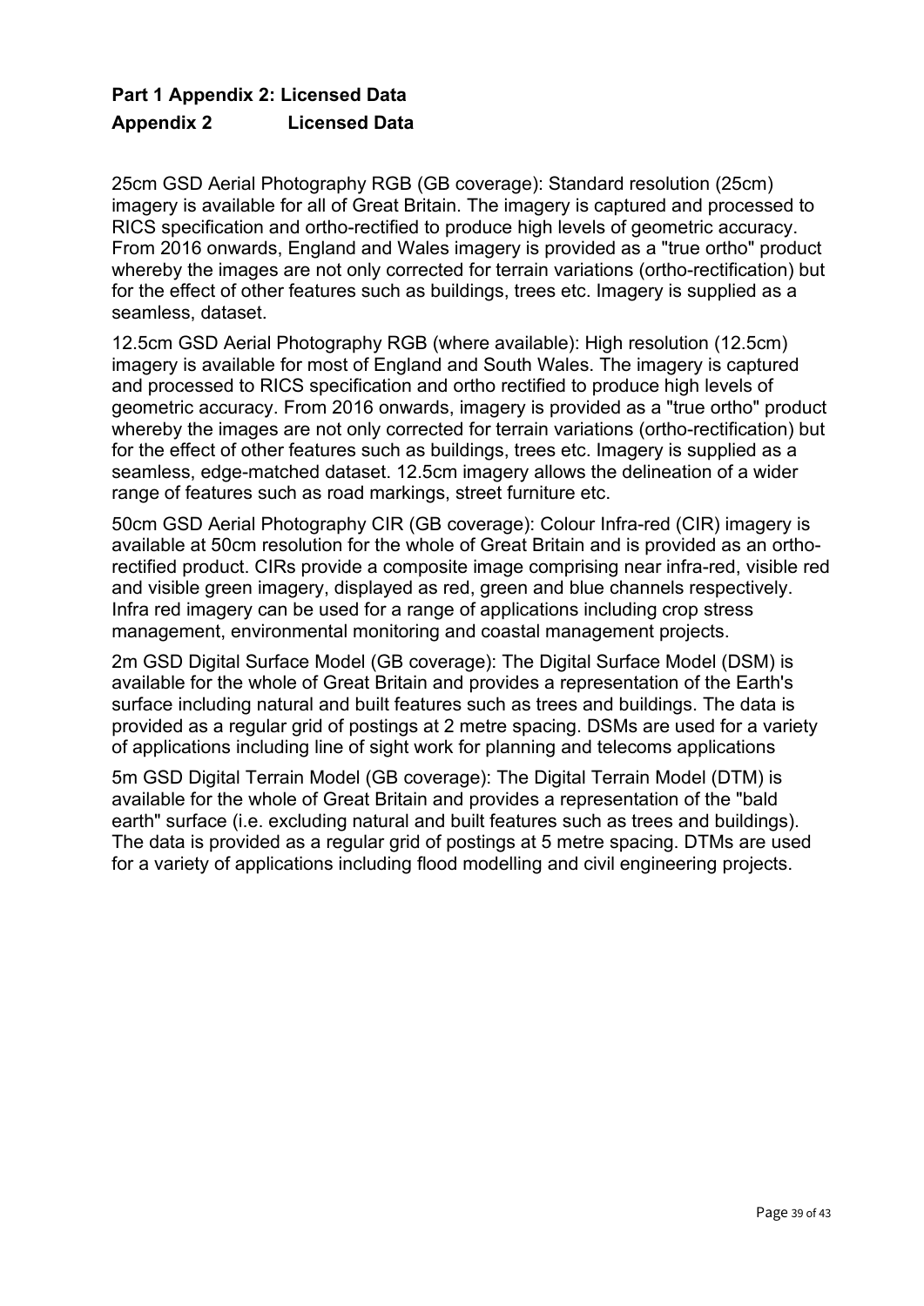**Part 1 Appendix 2: Licensed Data**

**Appendix 2 Licensed Data**

25cm GSD Aerial Photography RGB (GB coverage): Standard resolution (25cm) imagery is available for all of Great Britain. The imagery is captured and processed to RICS specification and ortho-rectified to produce high levels of geometric accuracy. From 2016 onwards, England and Wales imagery is provided as a "true ortho" product whereby the images are not only corrected for terrain variations (ortho-rectification) but for the effect of other features such as buildings, trees etc. Imagery is supplied as a seamless, dataset.

12.5cm GSD Aerial Photography RGB (where available): High resolution (12.5cm) imagery is available for most of England and South Wales. The imagery is captured and processed to RICS specification and ortho rectified to produce high levels of geometric accuracy. From 2016 onwards, imagery is provided as a "true ortho" product whereby the images are not only corrected for terrain variations (ortho-rectification) but for the effect of other features such as buildings, trees etc. Imagery is supplied as a seamless, edge-matched dataset. 12.5cm imagery allows the delineation of a wider range of features such as road markings, street furniture etc.

50cm GSD Aerial Photography CIR (GB coverage): Colour Infra-red (CIR) imagery is available at 50cm resolution for the whole of Great Britain and is provided as an ortho-rectified product. CIRs provide a composite image comprising near infra-red, visible red and visible green imagery, displayed as red, green and blue channels respectively. Infra red imagery can be used for a range of applications including crop stress management, environmental monitoring and coastal management projects.

2m GSD Digital Surface Model (GB coverage): The Digital Surface Model (DSM) is available for the whole of Great Britain and provides a representation of the Earth's surface including natural and built features such as trees and buildings. The data is provided as a regular grid of postings at 2 metre spacing. DSMs are used for a variety of applications including line of sight work for planning and telecoms applications

5m GSD Digital Terrain Model (GB coverage): The Digital Terrain Model (DTM) is available for the whole of Great Britain and provides a representation of the "bald earth" surface (i.e. excluding natural and built features such as trees and buildings). The data is provided as a regular grid of postings at 5 metre spacing. DTMs are used for a variety of applications including flood modelling and civil engineering projects.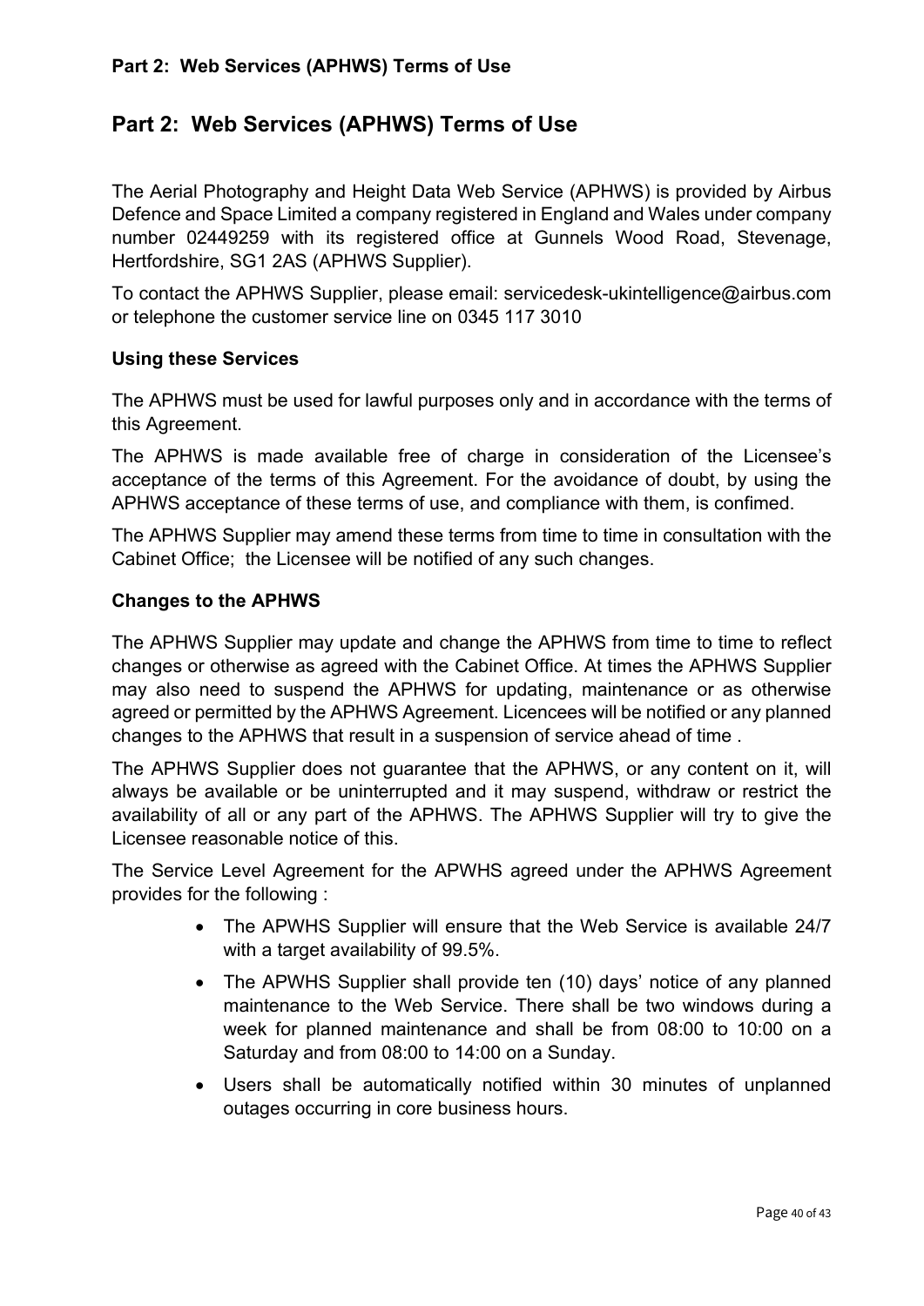## Part 2: Web Services (APHWS) Terms of Use

The Aerial Photography and Height Data Web Service (APHWS) is provided by Airbus Defence and Space Limited a company registered in England and Wales under company number 02449259 with its registered office at Gunnels Wood Road, Stevenage, Hertfordshire, SG1 2AS (APHWS Supplier).

To contact the APHWS Supplier, please email: servicedesk-ukintelligence@airbus.com or telephone the customer service line on 0345 117 3010

### Using these Services

The APHWS must be used for lawful purposes only and in accordance with the terms of this Agreement.

The APHWS is made available free of charge in consideration of the Licensee's acceptance of the terms of this Agreement. For the avoidance of doubt, by using the APHWS acceptance of these terms of use, and compliance with them, is confimed.

The APHWS Supplier may amend these terms from time to time in consultation with the Cabinet Office; the Licensee will be notified of any such changes.

### Changes to the APHWS

The APHWS Supplier may update and change the APHWS from time to time to reflect changes or otherwise as agreed with the Cabinet Office. At times the APHWS Supplier may also need to suspend the APHWS for updating, maintenance or as otherwise agreed or permitted by the APHWS Agreement. Licencees will be notified or any planned changes to the APHWS that result in a suspension of service ahead of time .

The APHWS Supplier does not guarantee that the APHWS, or any content on it, will always be available or be uninterrupted and it may suspend, withdraw or restrict the availability of all or any part of the APHWS. The APHWS Supplier will try to give the Licensee reasonable notice of this.

The Service Level Agreement for the APWHS agreed under the APHWS Agreement provides for the following :

- The APWHS Supplier will ensure that the Web Service is available 24/7 with a target availability of 99.5%.
- The APWHS Supplier shall provide ten (10) days' notice of any planned maintenance to the Web Service. There shall be two windows during a week for planned maintenance and shall be from 08:00 to 10:00 on a Saturday and from 08:00 to 14:00 on a Sunday.
- Users shall be automatically notified within 30 minutes of unplanned outages occurring in core business hours.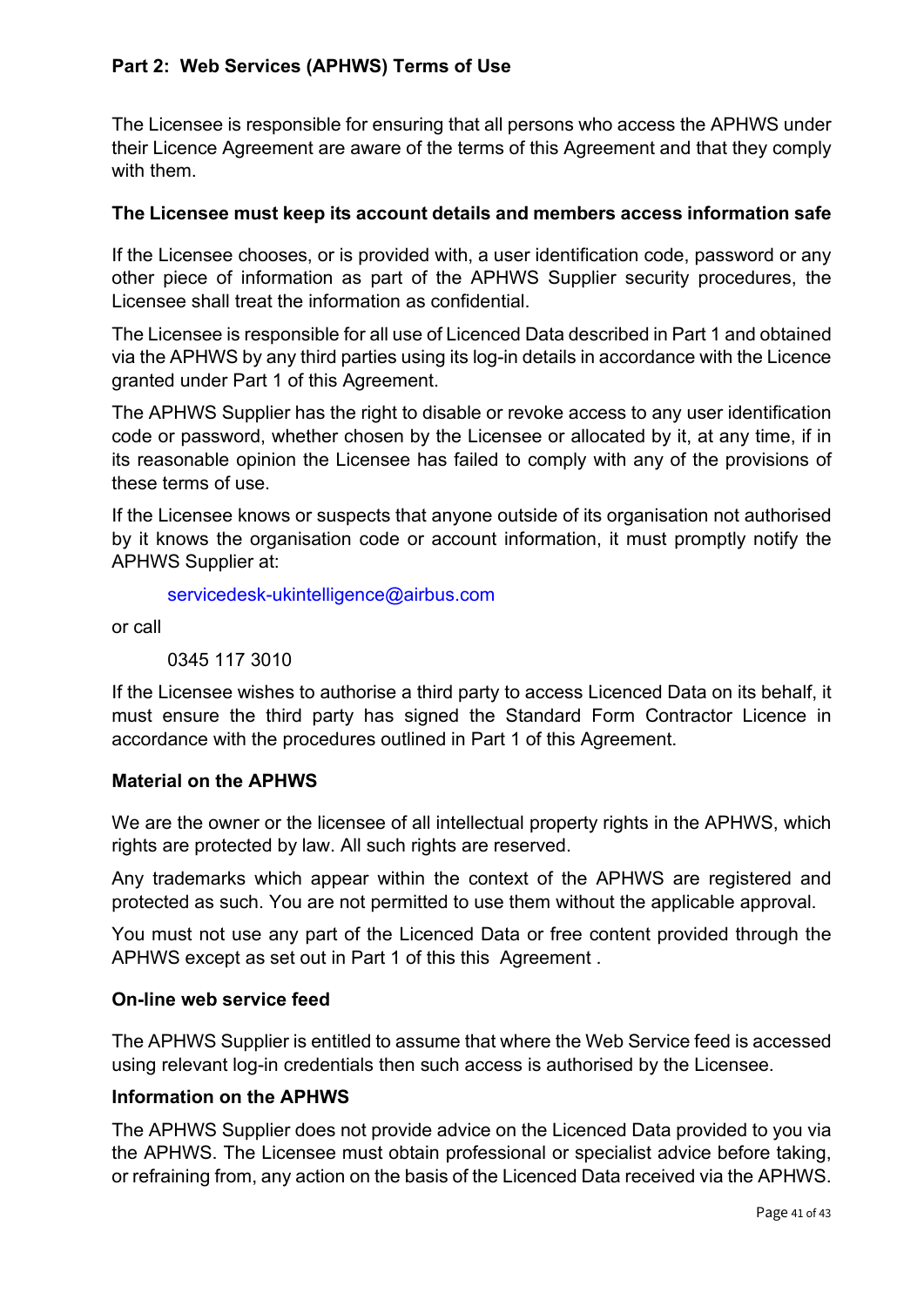## Part 2: Web Services (APHWS) Terms of Use

The Licensee is responsible for ensuring that all persons who access the APHWS under their Licence Agreement are aware of the terms of this Agreement and that they comply with them.

### The Licensee must keep its account details and members access information safe

If the Licensee chooses, or is provided with, a user identification code, password or any other piece of information as part of the APHWS Supplier security procedures, the Licensee shall treat the information as confidential.

The Licensee is responsible for all use of Licenced Data described in Part 1 and obtained via the APHWS by any third parties using its log-in details in accordance with the Licence granted under Part 1 of this Agreement.

The APHWS Supplier has the right to disable or revoke access to any user identification code or password, whether chosen by the Licensee or allocated by it, at any time, if in its reasonable opinion the Licensee has failed to comply with any of the provisions of these terms of use.

If the Licensee knows or suspects that anyone outside of its organisation not authorised by it knows the organisation code or account information, it must promptly notify the APHWS Supplier at:

servicedesk-ukintelligence@airbus.com

or call

0345 117 3010

If the Licensee wishes to authorise a third party to access Licenced Data on its behalf, it must ensure the third party has signed the Standard Form Contractor Licence in accordance with the procedures outlined in Part 1 of this Agreement.

### Material on the APHWS

We are the owner or the licensee of all intellectual property rights in the APHWS, which rights are protected by law. All such rights are reserved.

Any trademarks which appear within the context of the APHWS are registered and protected as such. You are not permitted to use them without the applicable approval.

You must not use any part of the Licenced Data or free content provided through the APHWS except as set out in Part 1 of this this Agreement .

### On-line web service feed

The APHWS Supplier is entitled to assume that where the Web Service feed is accessed using relevant log-in credentials then such access is authorised by the Licensee.

### Information on the APHWS

The APHWS Supplier does not provide advice on the Licenced Data provided to you via the APHWS. The Licensee must obtain professional or specialist advice before taking, or refraining from, any action on the basis of the Licenced Data received via the APHWS.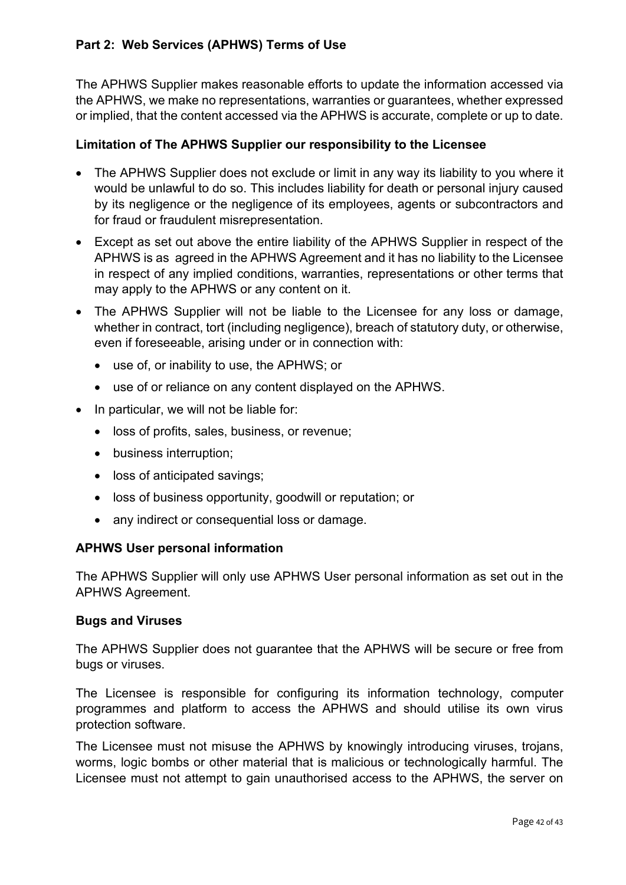## Part 2: Web Services (APHWS) Terms of Use

The APHWS Supplier makes reasonable efforts to update the information accessed via the APHWS, we make no representations, warranties or guarantees, whether expressed or implied, that the content accessed via the APHWS is accurate, complete or up to date.

### Limitation of The APHWS Supplier our responsibility to the Licensee

- The APHWS Supplier does not exclude or limit in any way its liability to you where it would be unlawful to do so. This includes liability for death or personal injury caused by its negligence or the negligence of its employees, agents or subcontractors and for fraud or fraudulent misrepresentation.
- Except as set out above the entire liability of the APHWS Supplier in respect of the APHWS is as agreed in the APHWS Agreement and it has no liability to the Licensee in respect of any implied conditions, warranties, representations or other terms that may apply to the APHWS or any content on it.
- The APHWS Supplier will not be liable to the Licensee for any loss or damage, whether in contract, tort (including negligence), breach of statutory duty, or otherwise, even if foreseeable, arising under or in connection with:
  - use of, or inability to use, the APHWS; or
  - use of or reliance on any content displayed on the APHWS.
- In particular, we will not be liable for:
  - loss of profits, sales, business, or revenue;
  - business interruption;
  - loss of anticipated savings;
  - loss of business opportunity, goodwill or reputation; or
  - any indirect or consequential loss or damage.

### APHWS User personal information

The APHWS Supplier will only use APHWS User personal information as set out in the APHWS Agreement.

### Bugs and Viruses

The APHWS Supplier does not guarantee that the APHWS will be secure or free from bugs or viruses.

The Licensee is responsible for configuring its information technology, computer programmes and platform to access the APHWS and should utilise its own virus protection software.

The Licensee must not misuse the APHWS by knowingly introducing viruses, trojans, worms, logic bombs or other material that is malicious or technologically harmful. The Licensee must not attempt to gain unauthorised access to the APHWS, the server on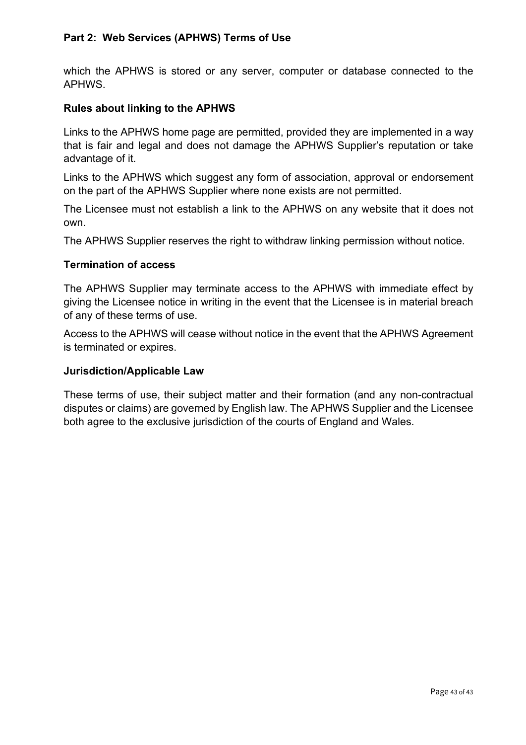which the APHWS is stored or any server, computer or database connected to the APHWS.

**Rules about linking to the APHWS**

Links to the APHWS home page are permitted, provided they are implemented in a way that is fair and legal and does not damage the APHWS Supplier's reputation or take advantage of it.

Links to the APHWS which suggest any form of association, approval or endorsement on the part of the APHWS Supplier where none exists are not permitted.

The Licensee must not establish a link to the APHWS on any website that it does not own.

The APHWS Supplier reserves the right to withdraw linking permission without notice.

**Termination of access**

The APHWS Supplier may terminate access to the APHWS with immediate effect by giving the Licensee notice in writing in the event that the Licensee is in material breach of any of these terms of use.

Access to the APHWS will cease without notice in the event that the APHWS Agreement is terminated or expires.

**Jurisdiction/Applicable Law**

These terms of use, their subject matter and their formation (and any non-contractual disputes or claims) are governed by English law. The APHWS Supplier and the Licensee both agree to the exclusive jurisdiction of the courts of England and Wales.